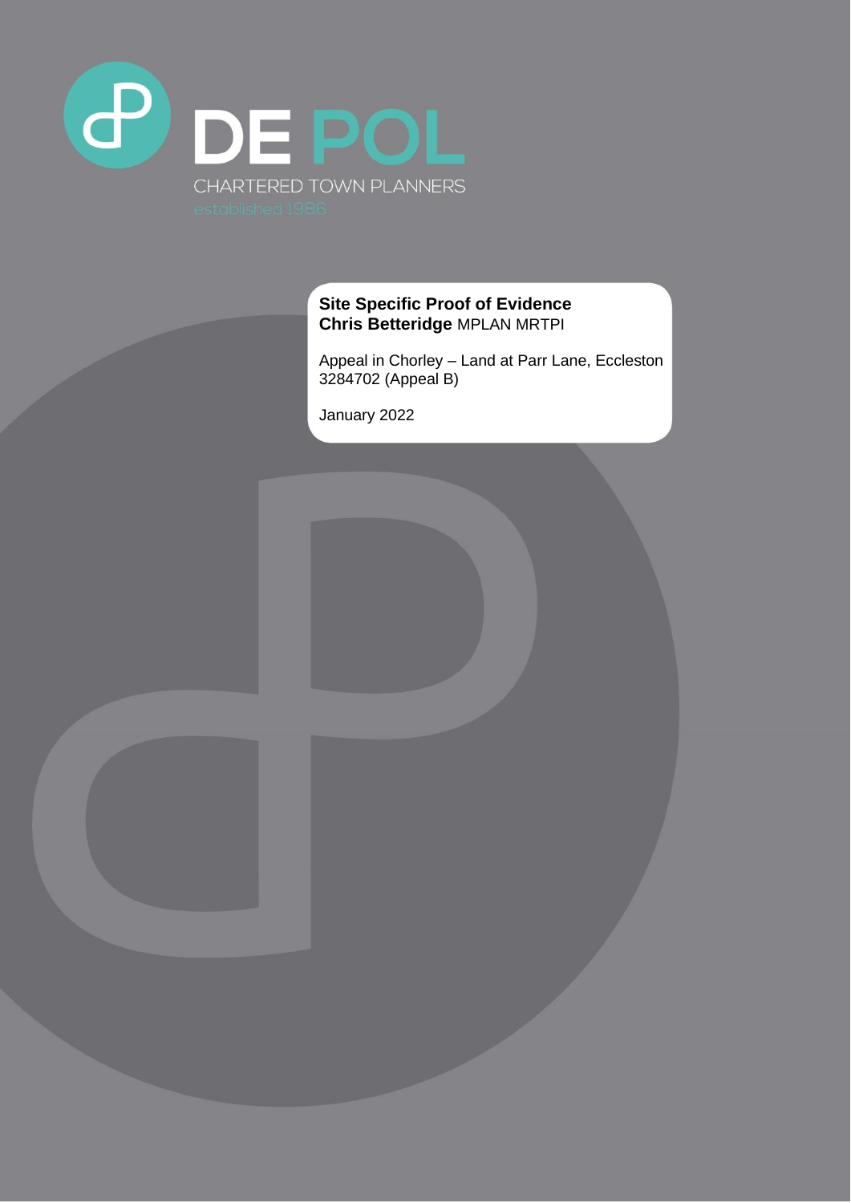DE POL

CHARTERED TOWN PLANNERS

established 1986

**Site Specific Proof of Evidence**
**Chris Betteridge** MPLAN MRTPI

Appeal in Chorley – Land at Parr Lane, Eccleston
3284702 (Appeal B)

January 2022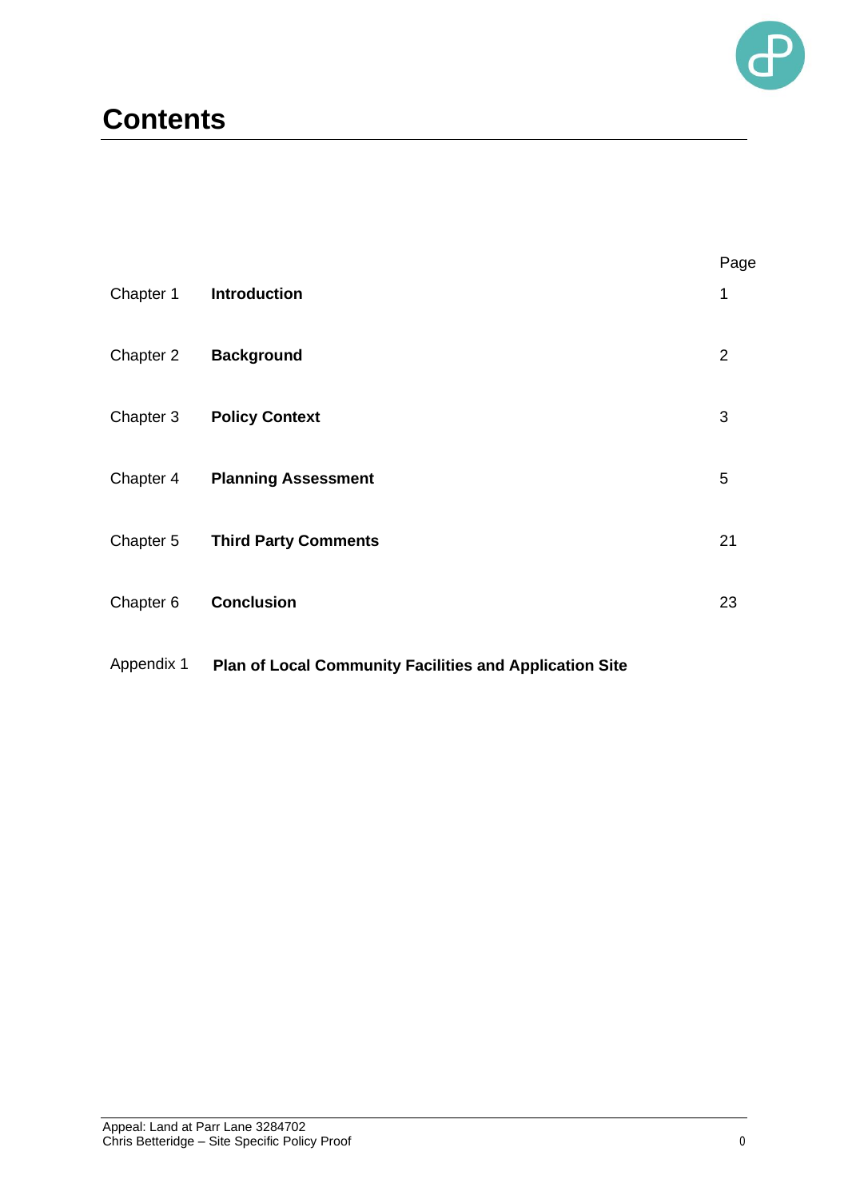# Contents

| | | Page |
|---|---|---|
| Chapter 1 | **Introduction** | 1 |
| Chapter 2 | **Background** | 2 |
| Chapter 3 | **Policy Context** | 3 |
| Chapter 4 | **Planning Assessment** | 5 |
| Chapter 5 | **Third Party Comments** | 21 |
| Chapter 6 | **Conclusion** | 23 |
| Appendix 1 | **Plan of Local Community Facilities and Application Site** | |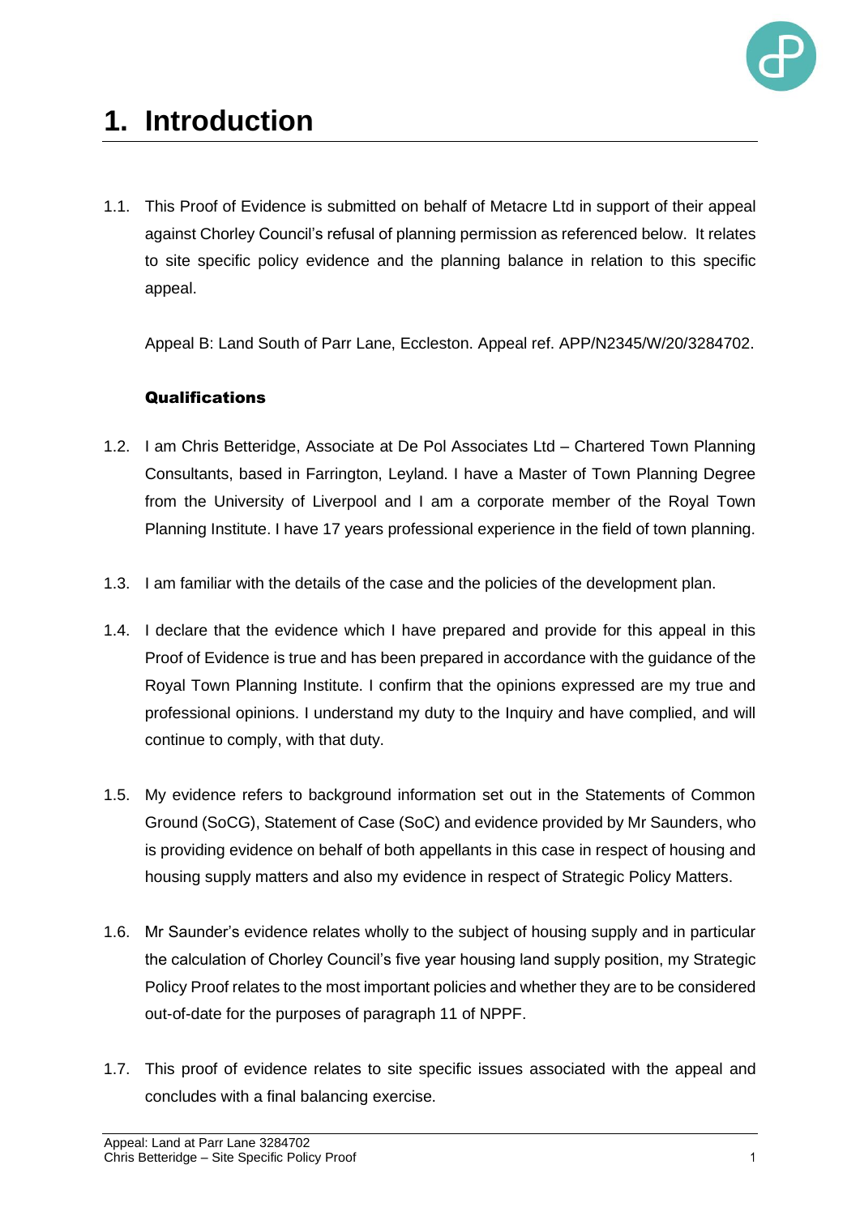# 1. Introduction

1.1. This Proof of Evidence is submitted on behalf of Metacre Ltd in support of their appeal against Chorley Council's refusal of planning permission as referenced below. It relates to site specific policy evidence and the planning balance in relation to this specific appeal.

Appeal B: Land South of Parr Lane, Eccleston. Appeal ref. APP/N2345/W/20/3284702.

### Qualifications

1.2. I am Chris Betteridge, Associate at De Pol Associates Ltd – Chartered Town Planning Consultants, based in Farrington, Leyland. I have a Master of Town Planning Degree from the University of Liverpool and I am a corporate member of the Royal Town Planning Institute. I have 17 years professional experience in the field of town planning.

1.3. I am familiar with the details of the case and the policies of the development plan.

1.4. I declare that the evidence which I have prepared and provide for this appeal in this Proof of Evidence is true and has been prepared in accordance with the guidance of the Royal Town Planning Institute. I confirm that the opinions expressed are my true and professional opinions. I understand my duty to the Inquiry and have complied, and will continue to comply, with that duty.

1.5. My evidence refers to background information set out in the Statements of Common Ground (SoCG), Statement of Case (SoC) and evidence provided by Mr Saunders, who is providing evidence on behalf of both appellants in this case in respect of housing and housing supply matters and also my evidence in respect of Strategic Policy Matters.

1.6. Mr Saunder's evidence relates wholly to the subject of housing supply and in particular the calculation of Chorley Council's five year housing land supply position, my Strategic Policy Proof relates to the most important policies and whether they are to be considered out-of-date for the purposes of paragraph 11 of NPPF.

1.7. This proof of evidence relates to site specific issues associated with the appeal and concludes with a final balancing exercise.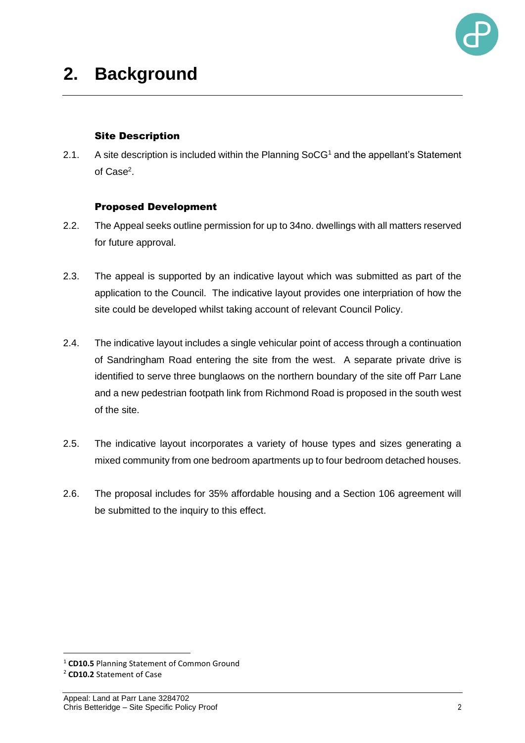# 2. Background

### Site Description

2.1. A site description is included within the Planning SoCG[1] and the appellant's Statement of Case[2].

### Proposed Development

2.2. The Appeal seeks outline permission for up to 34no. dwellings with all matters reserved for future approval.

2.3. The appeal is supported by an indicative layout which was submitted as part of the application to the Council. The indicative layout provides one interpriation of how the site could be developed whilst taking account of relevant Council Policy.

2.4. The indicative layout includes a single vehicular point of access through a continuation of Sandringham Road entering the site from the west. A separate private drive is identified to serve three bunglaows on the northern boundary of the site off Parr Lane and a new pedestrian footpath link from Richmond Road is proposed in the south west of the site.

2.5. The indicative layout incorporates a variety of house types and sizes generating a mixed community from one bedroom apartments up to four bedroom detached houses.

2.6. The proposal includes for 35% affordable housing and a Section 106 agreement will be submitted to the inquiry to this effect.

---

[1] **CD10.5** Planning Statement of Common Ground

[2] **CD10.2** Statement of Case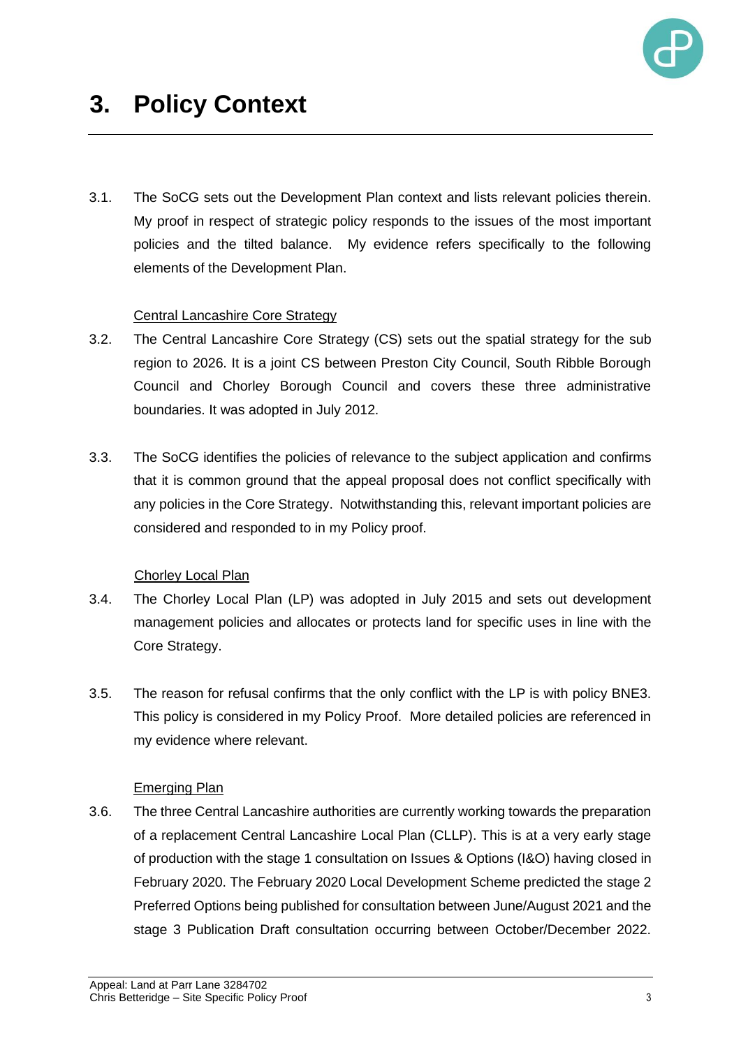# 3. Policy Context

3.1. The SoCG sets out the Development Plan context and lists relevant policies therein. My proof in respect of strategic policy responds to the issues of the most important policies and the tilted balance. My evidence refers specifically to the following elements of the Development Plan.

<u>Central Lancashire Core Strategy</u>

3.2. The Central Lancashire Core Strategy (CS) sets out the spatial strategy for the sub region to 2026. It is a joint CS between Preston City Council, South Ribble Borough Council and Chorley Borough Council and covers these three administrative boundaries. It was adopted in July 2012.

3.3. The SoCG identifies the policies of relevance to the subject application and confirms that it is common ground that the appeal proposal does not conflict specifically with any policies in the Core Strategy. Notwithstanding this, relevant important policies are considered and responded to in my Policy proof.

<u>Chorley Local Plan</u>

3.4. The Chorley Local Plan (LP) was adopted in July 2015 and sets out development management policies and allocates or protects land for specific uses in line with the Core Strategy.

3.5. The reason for refusal confirms that the only conflict with the LP is with policy BNE3. This policy is considered in my Policy Proof. More detailed policies are referenced in my evidence where relevant.

<u>Emerging Plan</u>

3.6. The three Central Lancashire authorities are currently working towards the preparation of a replacement Central Lancashire Local Plan (CLLP). This is at a very early stage of production with the stage 1 consultation on Issues & Options (I&O) having closed in February 2020. The February 2020 Local Development Scheme predicted the stage 2 Preferred Options being published for consultation between June/August 2021 and the stage 3 Publication Draft consultation occurring between October/December 2022.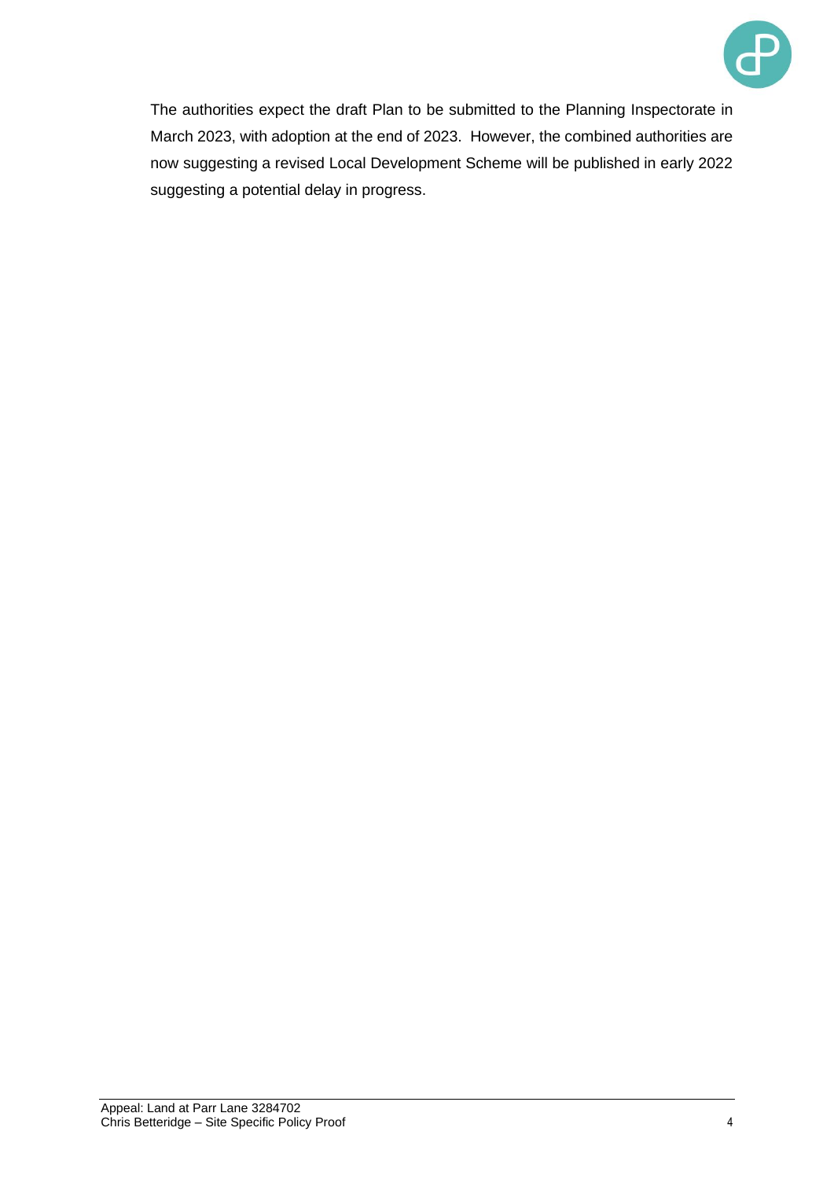The authorities expect the draft Plan to be submitted to the Planning Inspectorate in March 2023, with adoption at the end of 2023. However, the combined authorities are now suggesting a revised Local Development Scheme will be published in early 2022 suggesting a potential delay in progress.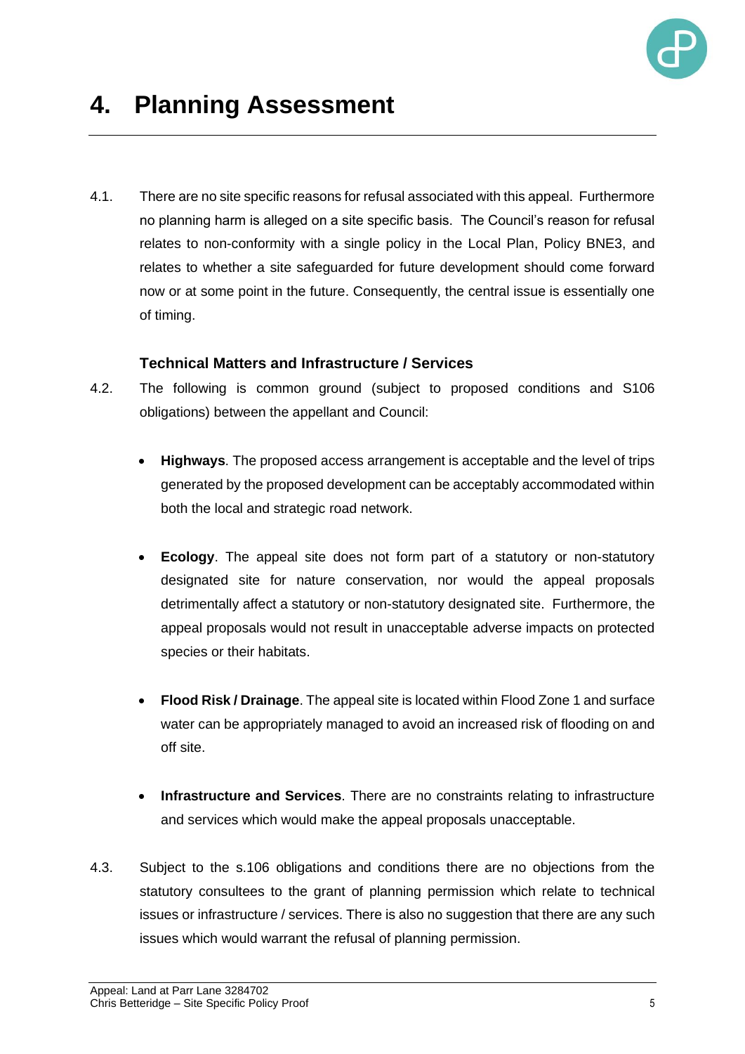# 4. Planning Assessment

4.1. There are no site specific reasons for refusal associated with this appeal. Furthermore no planning harm is alleged on a site specific basis. The Council's reason for refusal relates to non-conformity with a single policy in the Local Plan, Policy BNE3, and relates to whether a site safeguarded for future development should come forward now or at some point in the future. Consequently, the central issue is essentially one of timing.

### Technical Matters and Infrastructure / Services

4.2. The following is common ground (subject to proposed conditions and S106 obligations) between the appellant and Council:

- **Highways**. The proposed access arrangement is acceptable and the level of trips generated by the proposed development can be acceptably accommodated within both the local and strategic road network.

- **Ecology**. The appeal site does not form part of a statutory or non-statutory designated site for nature conservation, nor would the appeal proposals detrimentally affect a statutory or non-statutory designated site. Furthermore, the appeal proposals would not result in unacceptable adverse impacts on protected species or their habitats.

- **Flood Risk / Drainage**. The appeal site is located within Flood Zone 1 and surface water can be appropriately managed to avoid an increased risk of flooding on and off site.

- **Infrastructure and Services**. There are no constraints relating to infrastructure and services which would make the appeal proposals unacceptable.

4.3. Subject to the s.106 obligations and conditions there are no objections from the statutory consultees to the grant of planning permission which relate to technical issues or infrastructure / services. There is also no suggestion that there are any such issues which would warrant the refusal of planning permission.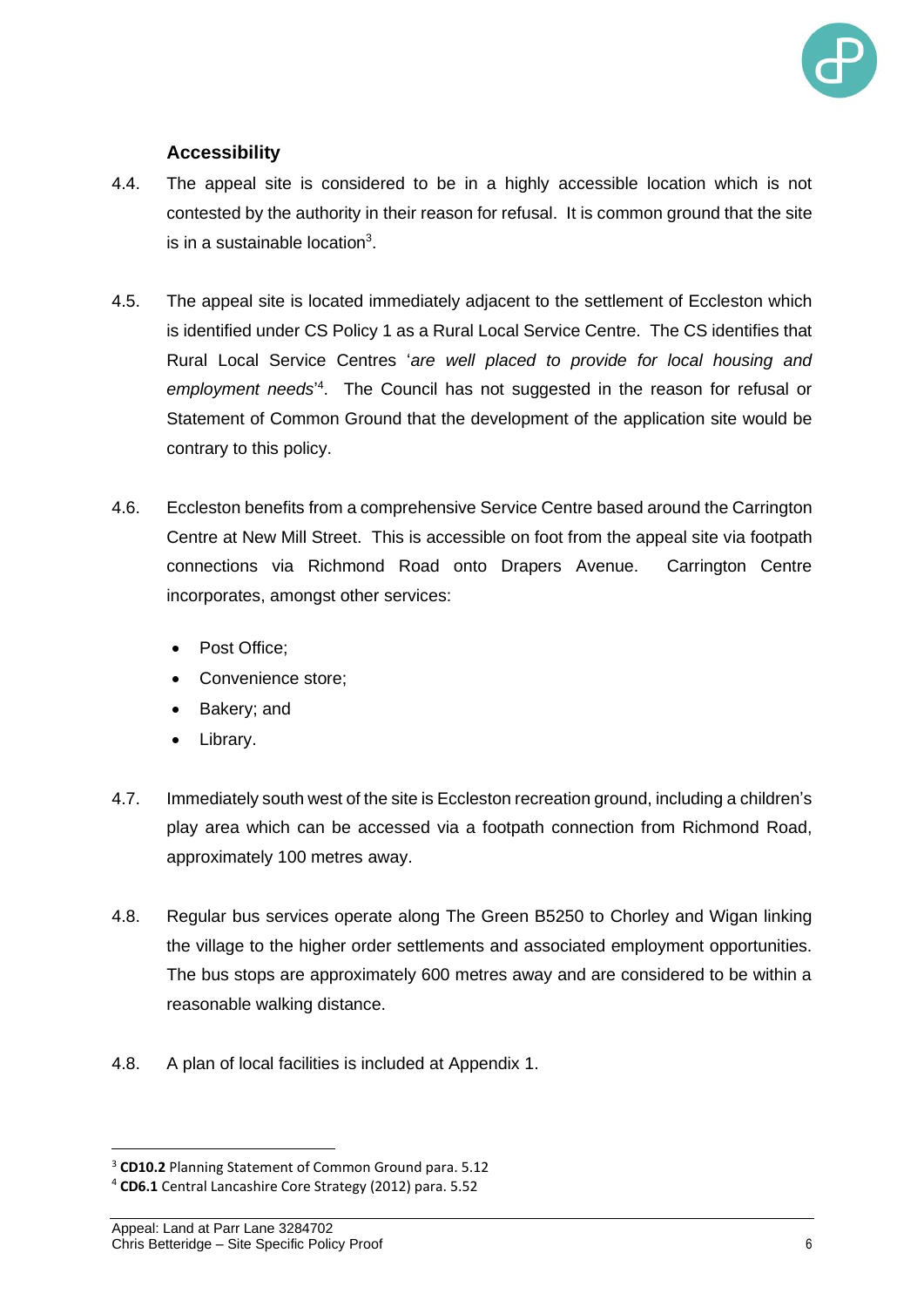### Accessibility

4.4. The appeal site is considered to be in a highly accessible location which is not contested by the authority in their reason for refusal. It is common ground that the site is in a sustainable location[3].

4.5. The appeal site is located immediately adjacent to the settlement of Eccleston which is identified under CS Policy 1 as a Rural Local Service Centre. The CS identifies that Rural Local Service Centres '*are well placed to provide for local housing and employment needs*'[4]. The Council has not suggested in the reason for refusal or Statement of Common Ground that the development of the application site would be contrary to this policy.

4.6. Eccleston benefits from a comprehensive Service Centre based around the Carrington Centre at New Mill Street. This is accessible on foot from the appeal site via footpath connections via Richmond Road onto Drapers Avenue. Carrington Centre incorporates, amongst other services:

- Post Office;
- Convenience store;
- Bakery; and
- Library.

4.7. Immediately south west of the site is Eccleston recreation ground, including a children's play area which can be accessed via a footpath connection from Richmond Road, approximately 100 metres away.

4.8. Regular bus services operate along The Green B5250 to Chorley and Wigan linking the village to the higher order settlements and associated employment opportunities. The bus stops are approximately 600 metres away and are considered to be within a reasonable walking distance.

4.8. A plan of local facilities is included at Appendix 1.

---

[3] **CD10.2** Planning Statement of Common Ground para. 5.12

[4] **CD6.1** Central Lancashire Core Strategy (2012) para. 5.52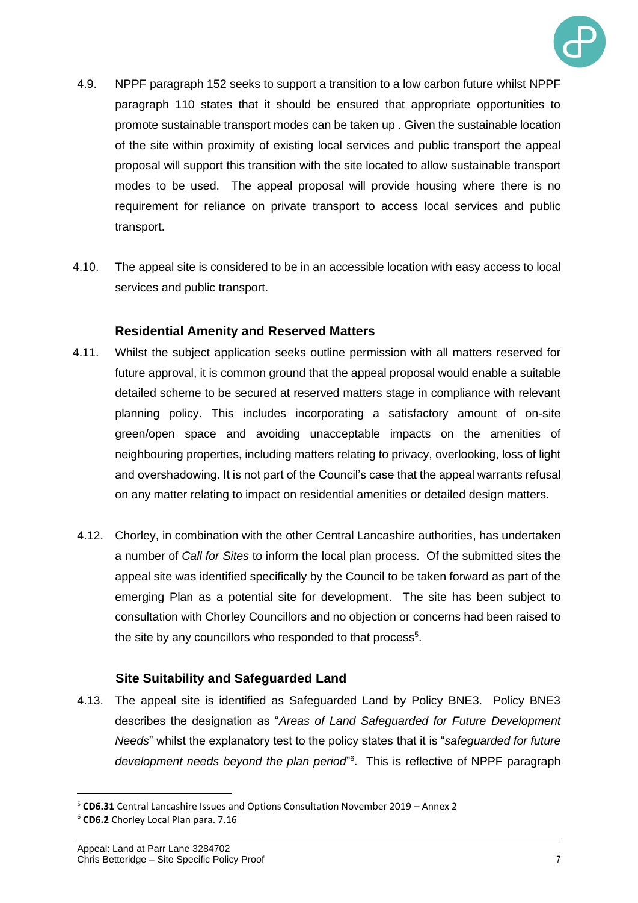4.9. NPPF paragraph 152 seeks to support a transition to a low carbon future whilst NPPF paragraph 110 states that it should be ensured that appropriate opportunities to promote sustainable transport modes can be taken up . Given the sustainable location of the site within proximity of existing local services and public transport the appeal proposal will support this transition with the site located to allow sustainable transport modes to be used. The appeal proposal will provide housing where there is no requirement for reliance on private transport to access local services and public transport.

4.10. The appeal site is considered to be in an accessible location with easy access to local services and public transport.

### Residential Amenity and Reserved Matters

4.11. Whilst the subject application seeks outline permission with all matters reserved for future approval, it is common ground that the appeal proposal would enable a suitable detailed scheme to be secured at reserved matters stage in compliance with relevant planning policy. This includes incorporating a satisfactory amount of on-site green/open space and avoiding unacceptable impacts on the amenities of neighbouring properties, including matters relating to privacy, overlooking, loss of light and overshadowing. It is not part of the Council's case that the appeal warrants refusal on any matter relating to impact on residential amenities or detailed design matters.

4.12. Chorley, in combination with the other Central Lancashire authorities, has undertaken a number of *Call for Sites* to inform the local plan process. Of the submitted sites the appeal site was identified specifically by the Council to be taken forward as part of the emerging Plan as a potential site for development. The site has been subject to consultation with Chorley Councillors and no objection or concerns had been raised to the site by any councillors who responded to that process[5].

### Site Suitability and Safeguarded Land

4.13. The appeal site is identified as Safeguarded Land by Policy BNE3. Policy BNE3 describes the designation as "*Areas of Land Safeguarded for Future Development Needs*" whilst the explanatory test to the policy states that it is "*safeguarded for future development needs beyond the plan period*"[6]. This is reflective of NPPF paragraph

---

[5] **CD6.31** Central Lancashire Issues and Options Consultation November 2019 – Annex 2

[6] **CD6.2** Chorley Local Plan para. 7.16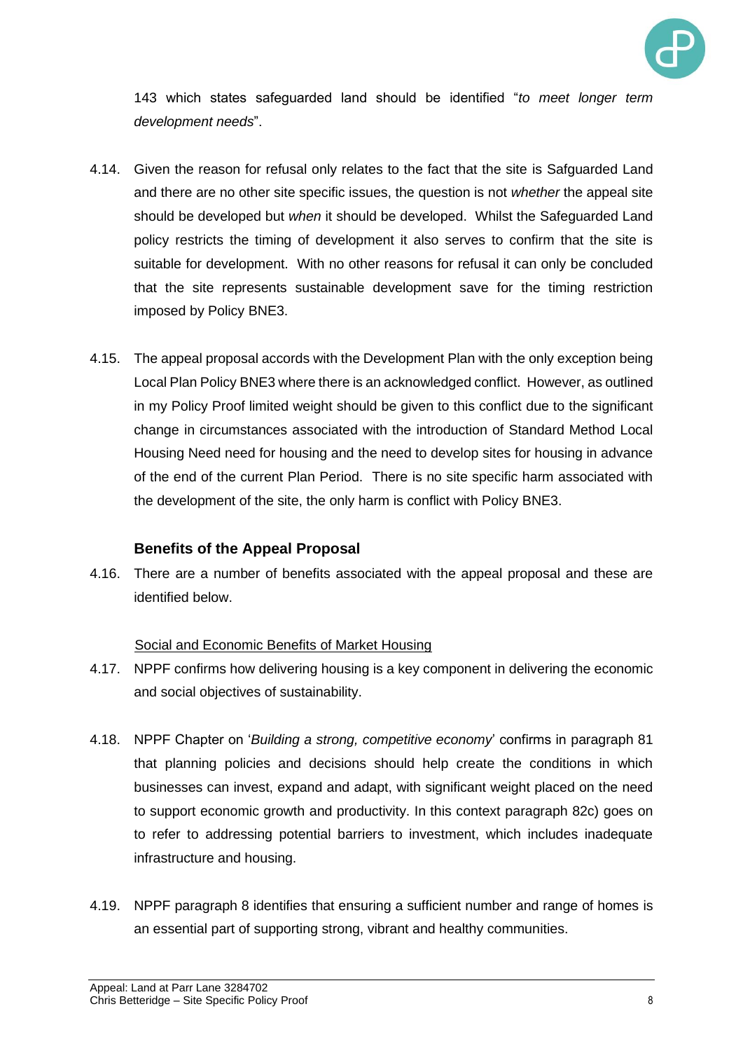143 which states safeguarded land should be identified "*to meet longer term development needs*".

4.14. Given the reason for refusal only relates to the fact that the site is Safguarded Land and there are no other site specific issues, the question is not *whether* the appeal site should be developed but *when* it should be developed. Whilst the Safeguarded Land policy restricts the timing of development it also serves to confirm that the site is suitable for development. With no other reasons for refusal it can only be concluded that the site represents sustainable development save for the timing restriction imposed by Policy BNE3.

4.15. The appeal proposal accords with the Development Plan with the only exception being Local Plan Policy BNE3 where there is an acknowledged conflict. However, as outlined in my Policy Proof limited weight should be given to this conflict due to the significant change in circumstances associated with the introduction of Standard Method Local Housing Need need for housing and the need to develop sites for housing in advance of the end of the current Plan Period. There is no site specific harm associated with the development of the site, the only harm is conflict with Policy BNE3.

### Benefits of the Appeal Proposal

4.16. There are a number of benefits associated with the appeal proposal and these are identified below.

<u>Social and Economic Benefits of Market Housing</u>

4.17. NPPF confirms how delivering housing is a key component in delivering the economic and social objectives of sustainability.

4.18. NPPF Chapter on '*Building a strong, competitive economy*' confirms in paragraph 81 that planning policies and decisions should help create the conditions in which businesses can invest, expand and adapt, with significant weight placed on the need to support economic growth and productivity. In this context paragraph 82c) goes on to refer to addressing potential barriers to investment, which includes inadequate infrastructure and housing.

4.19. NPPF paragraph 8 identifies that ensuring a sufficient number and range of homes is an essential part of supporting strong, vibrant and healthy communities.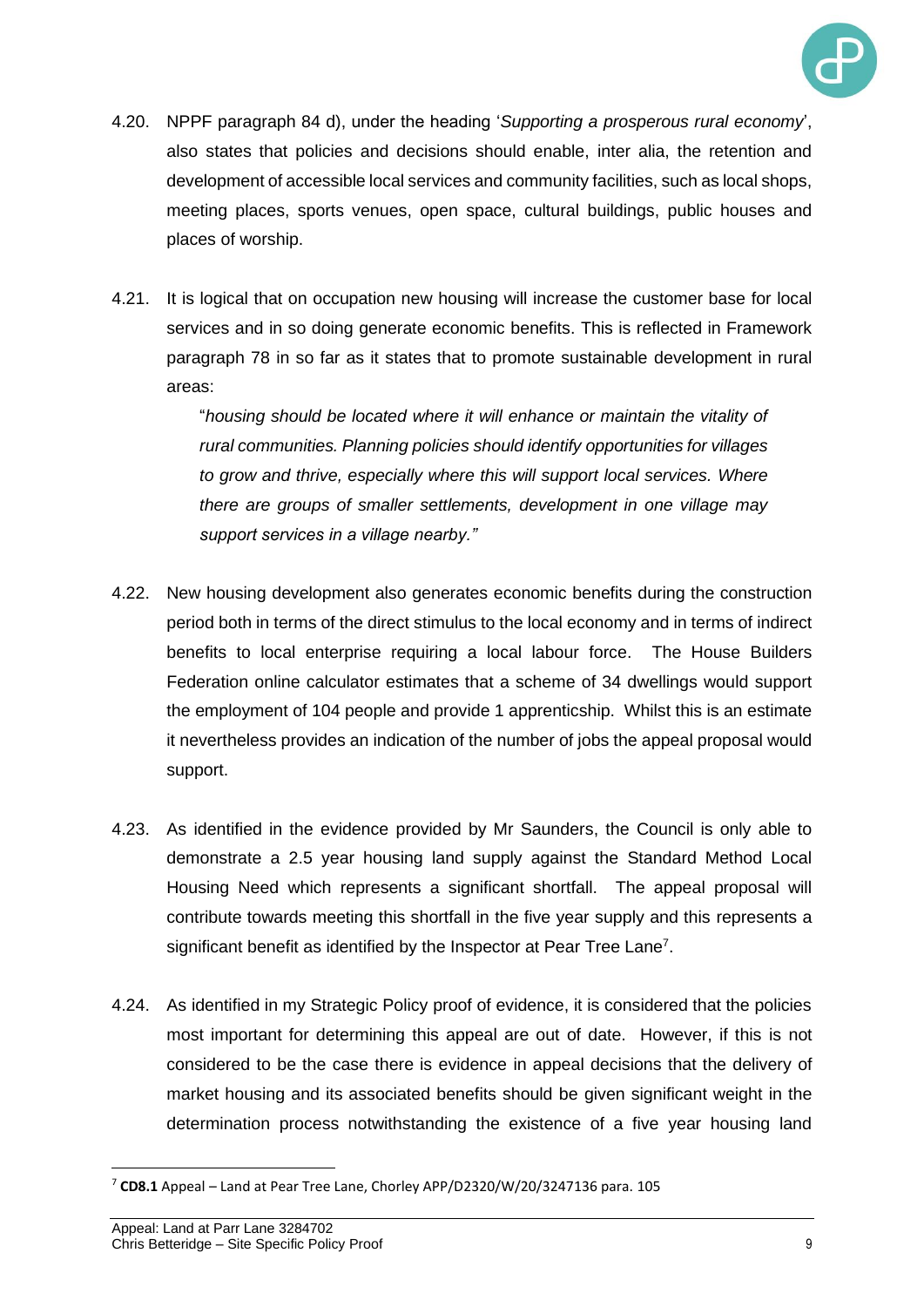4.20. NPPF paragraph 84 d), under the heading '*Supporting a prosperous rural economy*', also states that policies and decisions should enable, inter alia, the retention and development of accessible local services and community facilities, such as local shops, meeting places, sports venues, open space, cultural buildings, public houses and places of worship.

4.21. It is logical that on occupation new housing will increase the customer base for local services and in so doing generate economic benefits. This is reflected in Framework paragraph 78 in so far as it states that to promote sustainable development in rural areas:

> "*housing should be located where it will enhance or maintain the vitality of rural communities. Planning policies should identify opportunities for villages to grow and thrive, especially where this will support local services. Where there are groups of smaller settlements, development in one village may support services in a village nearby.*"

4.22. New housing development also generates economic benefits during the construction period both in terms of the direct stimulus to the local economy and in terms of indirect benefits to local enterprise requiring a local labour force. The House Builders Federation online calculator estimates that a scheme of 34 dwellings would support the employment of 104 people and provide 1 apprenticship. Whilst this is an estimate it nevertheless provides an indication of the number of jobs the appeal proposal would support.

4.23. As identified in the evidence provided by Mr Saunders, the Council is only able to demonstrate a 2.5 year housing land supply against the Standard Method Local Housing Need which represents a significant shortfall. The appeal proposal will contribute towards meeting this shortfall in the five year supply and this represents a significant benefit as identified by the Inspector at Pear Tree Lane[7].

4.24. As identified in my Strategic Policy proof of evidence, it is considered that the policies most important for determining this appeal are out of date. However, if this is not considered to be the case there is evidence in appeal decisions that the delivery of market housing and its associated benefits should be given significant weight in the determination process notwithstanding the existence of a five year housing land

[7] **CD8.1** Appeal – Land at Pear Tree Lane, Chorley APP/D2320/W/20/3247136 para. 105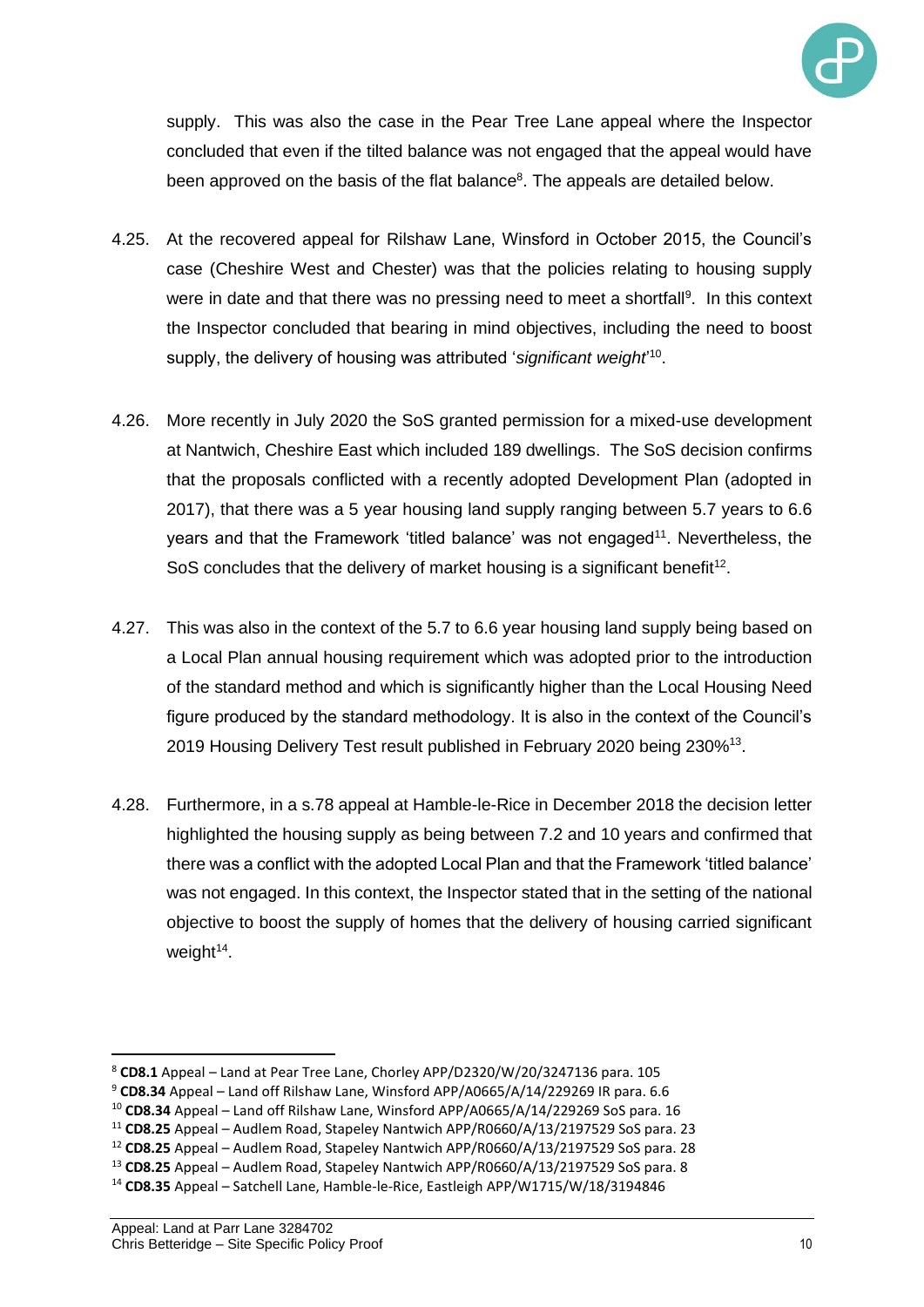supply. This was also the case in the Pear Tree Lane appeal where the Inspector concluded that even if the tilted balance was not engaged that the appeal would have been approved on the basis of the flat balance[8]. The appeals are detailed below.

4.25. At the recovered appeal for Rilshaw Lane, Winsford in October 2015, the Council's case (Cheshire West and Chester) was that the policies relating to housing supply were in date and that there was no pressing need to meet a shortfall[9]. In this context the Inspector concluded that bearing in mind objectives, including the need to boost supply, the delivery of housing was attributed '*significant weight*'[10].

4.26. More recently in July 2020 the SoS granted permission for a mixed-use development at Nantwich, Cheshire East which included 189 dwellings. The SoS decision confirms that the proposals conflicted with a recently adopted Development Plan (adopted in 2017), that there was a 5 year housing land supply ranging between 5.7 years to 6.6 years and that the Framework 'titled balance' was not engaged[11]. Nevertheless, the SoS concludes that the delivery of market housing is a significant benefit[12].

4.27. This was also in the context of the 5.7 to 6.6 year housing land supply being based on a Local Plan annual housing requirement which was adopted prior to the introduction of the standard method and which is significantly higher than the Local Housing Need figure produced by the standard methodology. It is also in the context of the Council's 2019 Housing Delivery Test result published in February 2020 being 230%[13].

4.28. Furthermore, in a s.78 appeal at Hamble-le-Rice in December 2018 the decision letter highlighted the housing supply as being between 7.2 and 10 years and confirmed that there was a conflict with the adopted Local Plan and that the Framework 'titled balance' was not engaged. In this context, the Inspector stated that in the setting of the national objective to boost the supply of homes that the delivery of housing carried significant weight[14].

---

[8] **CD8.1** Appeal – Land at Pear Tree Lane, Chorley APP/D2320/W/20/3247136 para. 105

[9] **CD8.34** Appeal – Land off Rilshaw Lane, Winsford APP/A0665/A/14/229269 IR para. 6.6

[10] **CD8.34** Appeal – Land off Rilshaw Lane, Winsford APP/A0665/A/14/229269 SoS para. 16

[11] **CD8.25** Appeal – Audlem Road, Stapeley Nantwich APP/R0660/A/13/2197529 SoS para. 23

[12] **CD8.25** Appeal – Audlem Road, Stapeley Nantwich APP/R0660/A/13/2197529 SoS para. 28

[13] **CD8.25** Appeal – Audlem Road, Stapeley Nantwich APP/R0660/A/13/2197529 SoS para. 8

[14] **CD8.35** Appeal – Satchell Lane, Hamble-le-Rice, Eastleigh APP/W1715/W/18/3194846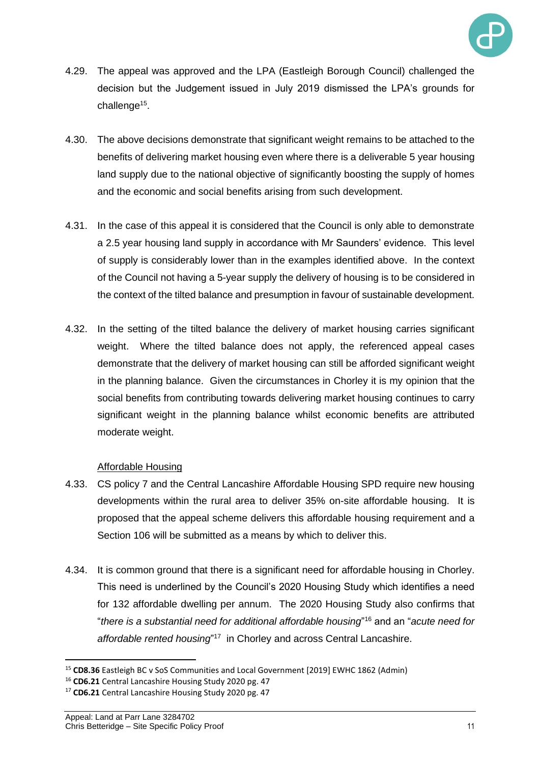4.29. The appeal was approved and the LPA (Eastleigh Borough Council) challenged the decision but the Judgement issued in July 2019 dismissed the LPA's grounds for challenge[15].

4.30. The above decisions demonstrate that significant weight remains to be attached to the benefits of delivering market housing even where there is a deliverable 5 year housing land supply due to the national objective of significantly boosting the supply of homes and the economic and social benefits arising from such development.

4.31. In the case of this appeal it is considered that the Council is only able to demonstrate a 2.5 year housing land supply in accordance with Mr Saunders' evidence. This level of supply is considerably lower than in the examples identified above. In the context of the Council not having a 5-year supply the delivery of housing is to be considered in the context of the tilted balance and presumption in favour of sustainable development.

4.32. In the setting of the tilted balance the delivery of market housing carries significant weight. Where the tilted balance does not apply, the referenced appeal cases demonstrate that the delivery of market housing can still be afforded significant weight in the planning balance. Given the circumstances in Chorley it is my opinion that the social benefits from contributing towards delivering market housing continues to carry significant weight in the planning balance whilst economic benefits are attributed moderate weight.

<u>Affordable Housing</u>

4.33. CS policy 7 and the Central Lancashire Affordable Housing SPD require new housing developments within the rural area to deliver 35% on-site affordable housing. It is proposed that the appeal scheme delivers this affordable housing requirement and a Section 106 will be submitted as a means by which to deliver this.

4.34. It is common ground that there is a significant need for affordable housing in Chorley. This need is underlined by the Council's 2020 Housing Study which identifies a need for 132 affordable dwelling per annum. The 2020 Housing Study also confirms that "*there is a substantial need for additional affordable housing*"[16] and an "*acute need for affordable rented housing*"[17] in Chorley and across Central Lancashire.

---

[15] **CD8.36** Eastleigh BC v SoS Communities and Local Government [2019] EWHC 1862 (Admin)

[16] **CD6.21** Central Lancashire Housing Study 2020 pg. 47

[17] **CD6.21** Central Lancashire Housing Study 2020 pg. 47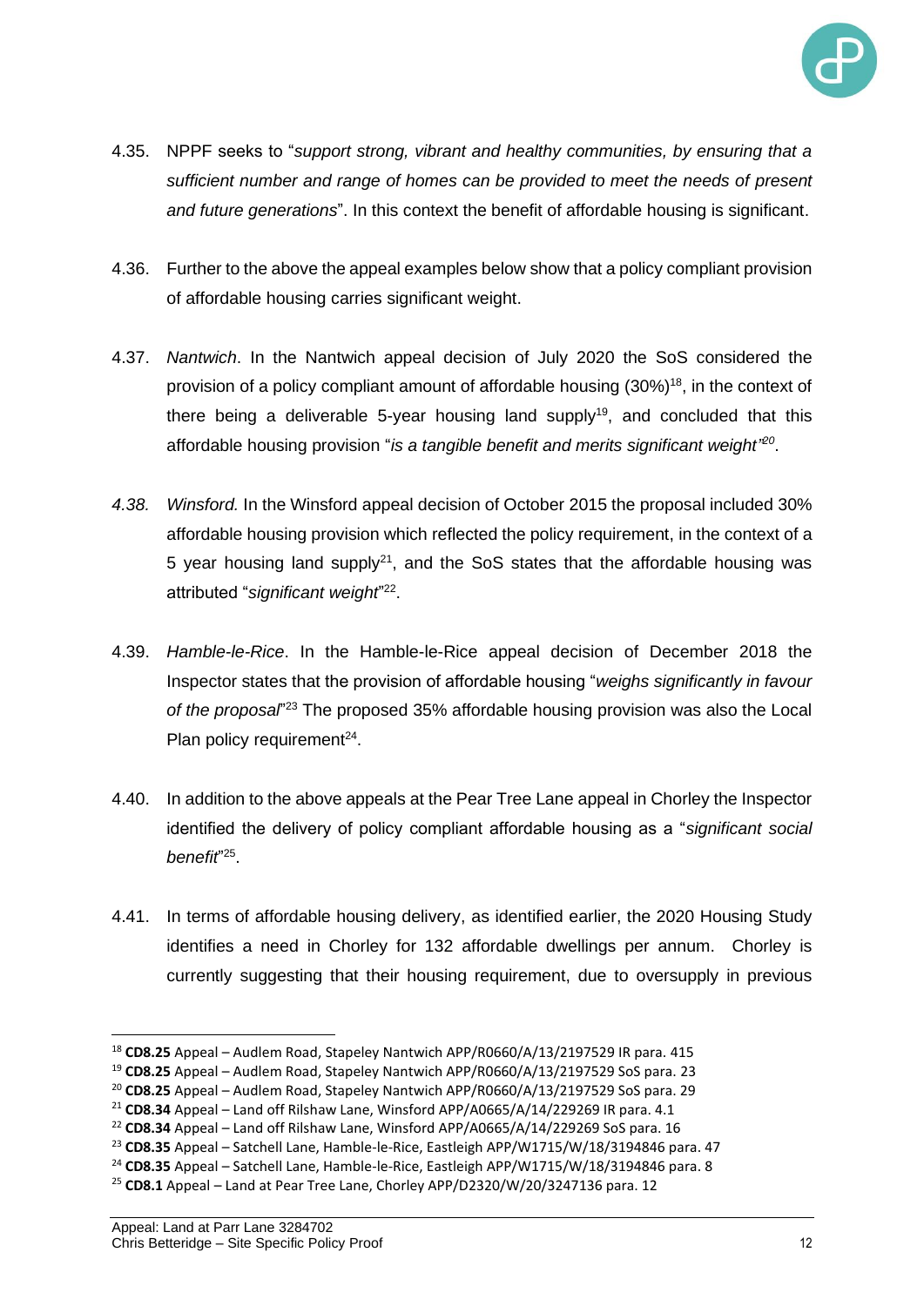4.35. NPPF seeks to "*support strong, vibrant and healthy communities, by ensuring that a sufficient number and range of homes can be provided to meet the needs of present and future generations*". In this context the benefit of affordable housing is significant.

4.36. Further to the above the appeal examples below show that a policy compliant provision of affordable housing carries significant weight.

4.37. *Nantwich*. In the Nantwich appeal decision of July 2020 the SoS considered the provision of a policy compliant amount of affordable housing (30%)[18], in the context of there being a deliverable 5-year housing land supply[19], and concluded that this affordable housing provision "*is a tangible benefit and merits significant weight*"[20].

*4.38.* *Winsford.* In the Winsford appeal decision of October 2015 the proposal included 30% affordable housing provision which reflected the policy requirement, in the context of a 5 year housing land supply[21], and the SoS states that the affordable housing was attributed "*significant weight*"[22].

4.39. *Hamble-le-Rice*. In the Hamble-le-Rice appeal decision of December 2018 the Inspector states that the provision of affordable housing "*weighs significantly in favour of the proposal*"[23] The proposed 35% affordable housing provision was also the Local Plan policy requirement[24].

4.40. In addition to the above appeals at the Pear Tree Lane appeal in Chorley the Inspector identified the delivery of policy compliant affordable housing as a "*significant social benefit*"[25].

4.41. In terms of affordable housing delivery, as identified earlier, the 2020 Housing Study identifies a need in Chorley for 132 affordable dwellings per annum. Chorley is currently suggesting that their housing requirement, due to oversupply in previous

---

[18] **CD8.25** Appeal – Audlem Road, Stapeley Nantwich APP/R0660/A/13/2197529 IR para. 415
[19] **CD8.25** Appeal – Audlem Road, Stapeley Nantwich APP/R0660/A/13/2197529 SoS para. 23
[20] **CD8.25** Appeal – Audlem Road, Stapeley Nantwich APP/R0660/A/13/2197529 SoS para. 29
[21] **CD8.34** Appeal – Land off Rilshaw Lane, Winsford APP/A0665/A/14/229269 IR para. 4.1
[22] **CD8.34** Appeal – Land off Rilshaw Lane, Winsford APP/A0665/A/14/229269 SoS para. 16
[23] **CD8.35** Appeal – Satchell Lane, Hamble-le-Rice, Eastleigh APP/W1715/W/18/3194846 para. 47
[24] **CD8.35** Appeal – Satchell Lane, Hamble-le-Rice, Eastleigh APP/W1715/W/18/3194846 para. 8
[25] **CD8.1** Appeal – Land at Pear Tree Lane, Chorley APP/D2320/W/20/3247136 para. 12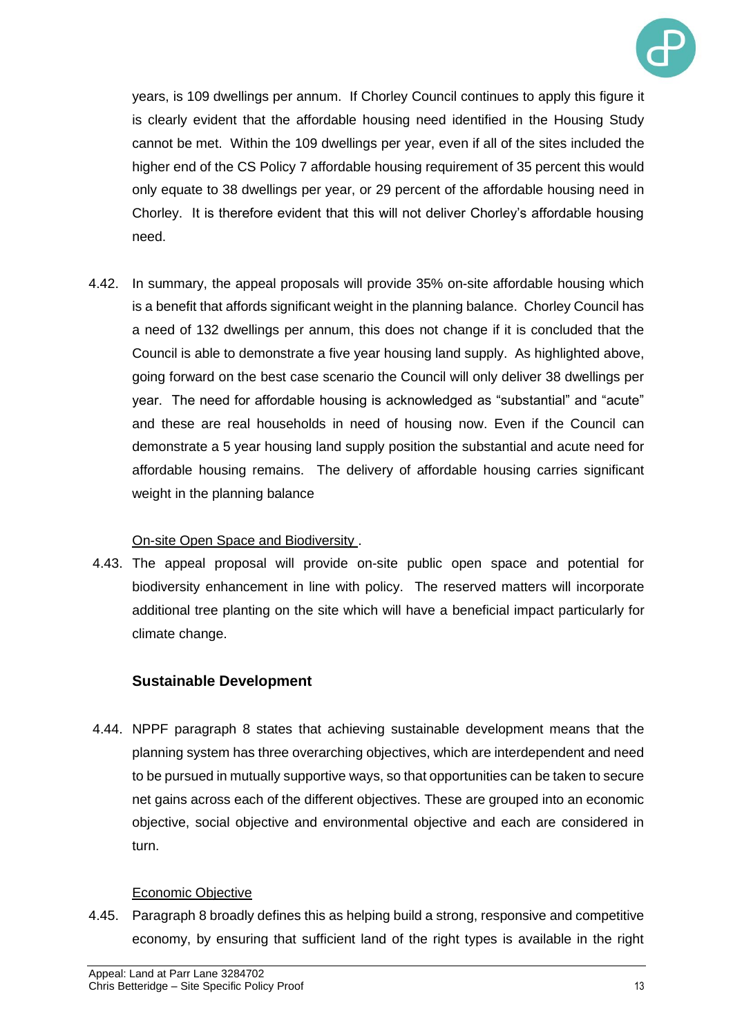years, is 109 dwellings per annum. If Chorley Council continues to apply this figure it is clearly evident that the affordable housing need identified in the Housing Study cannot be met. Within the 109 dwellings per year, even if all of the sites included the higher end of the CS Policy 7 affordable housing requirement of 35 percent this would only equate to 38 dwellings per year, or 29 percent of the affordable housing need in Chorley. It is therefore evident that this will not deliver Chorley's affordable housing need.

4.42. In summary, the appeal proposals will provide 35% on-site affordable housing which is a benefit that affords significant weight in the planning balance. Chorley Council has a need of 132 dwellings per annum, this does not change if it is concluded that the Council is able to demonstrate a five year housing land supply. As highlighted above, going forward on the best case scenario the Council will only deliver 38 dwellings per year. The need for affordable housing is acknowledged as "substantial" and "acute" and these are real households in need of housing now. Even if the Council can demonstrate a 5 year housing land supply position the substantial and acute need for affordable housing remains. The delivery of affordable housing carries significant weight in the planning balance

<u>On-site Open Space and Biodiversity</u> .

4.43. The appeal proposal will provide on-site public open space and potential for biodiversity enhancement in line with policy. The reserved matters will incorporate additional tree planting on the site which will have a beneficial impact particularly for climate change.

### Sustainable Development

4.44. NPPF paragraph 8 states that achieving sustainable development means that the planning system has three overarching objectives, which are interdependent and need to be pursued in mutually supportive ways, so that opportunities can be taken to secure net gains across each of the different objectives. These are grouped into an economic objective, social objective and environmental objective and each are considered in turn.

<u>Economic Objective</u>

4.45. Paragraph 8 broadly defines this as helping build a strong, responsive and competitive economy, by ensuring that sufficient land of the right types is available in the right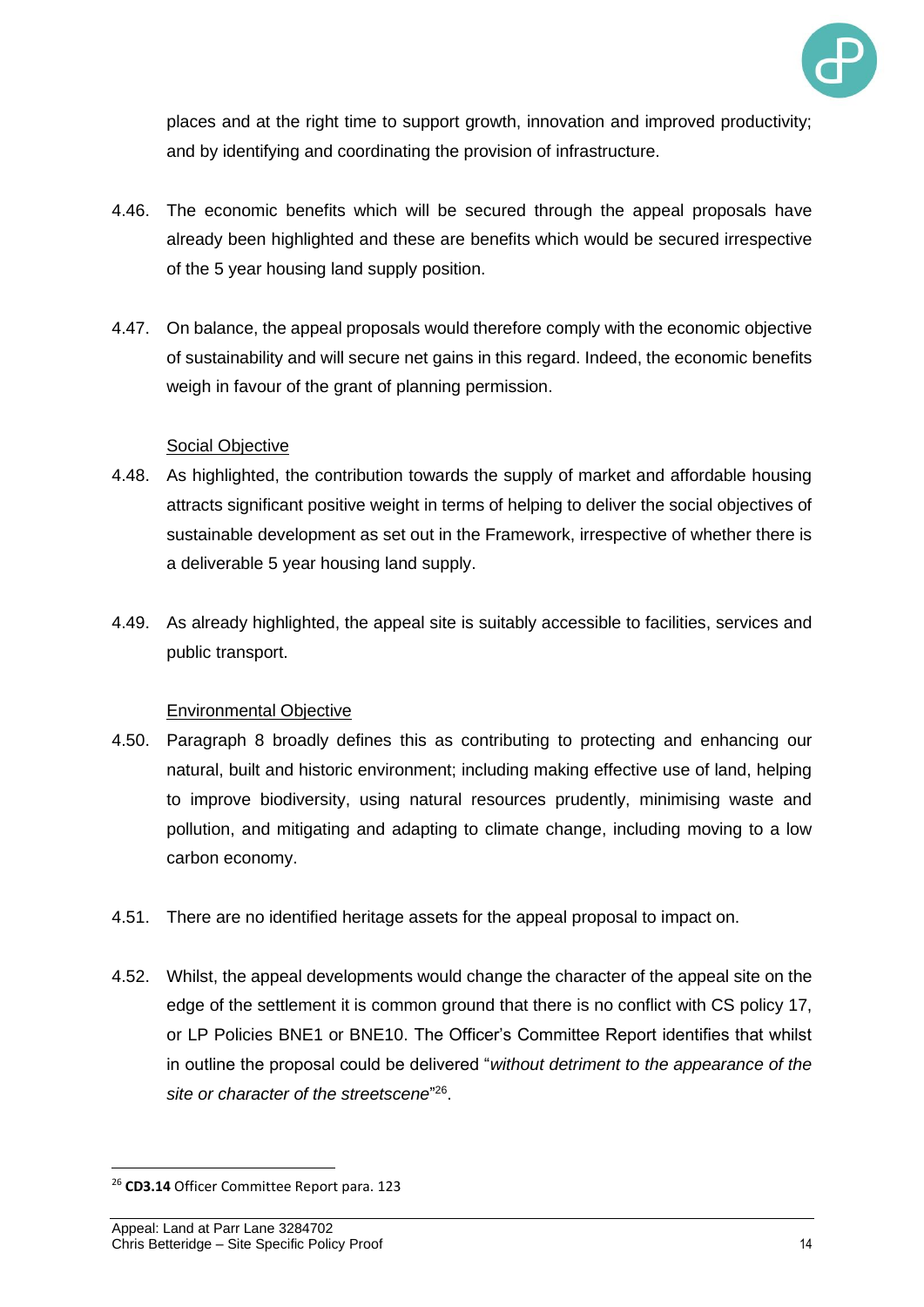places and at the right time to support growth, innovation and improved productivity; and by identifying and coordinating the provision of infrastructure.

4.46. The economic benefits which will be secured through the appeal proposals have already been highlighted and these are benefits which would be secured irrespective of the 5 year housing land supply position.

4.47. On balance, the appeal proposals would therefore comply with the economic objective of sustainability and will secure net gains in this regard. Indeed, the economic benefits weigh in favour of the grant of planning permission.

Social Objective

4.48. As highlighted, the contribution towards the supply of market and affordable housing attracts significant positive weight in terms of helping to deliver the social objectives of sustainable development as set out in the Framework, irrespective of whether there is a deliverable 5 year housing land supply.

4.49. As already highlighted, the appeal site is suitably accessible to facilities, services and public transport.

Environmental Objective

4.50. Paragraph 8 broadly defines this as contributing to protecting and enhancing our natural, built and historic environment; including making effective use of land, helping to improve biodiversity, using natural resources prudently, minimising waste and pollution, and mitigating and adapting to climate change, including moving to a low carbon economy.

4.51. There are no identified heritage assets for the appeal proposal to impact on.

4.52. Whilst, the appeal developments would change the character of the appeal site on the edge of the settlement it is common ground that there is no conflict with CS policy 17, or LP Policies BNE1 or BNE10. The Officer's Committee Report identifies that whilst in outline the proposal could be delivered "*without detriment to the appearance of the site or character of the streetscene*"[26].

[26] **CD3.14** Officer Committee Report para. 123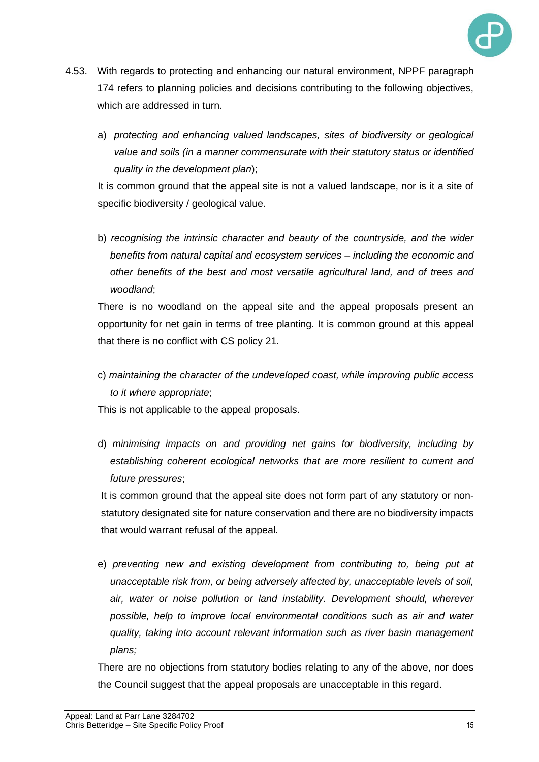4.53. With regards to protecting and enhancing our natural environment, NPPF paragraph 174 refers to planning policies and decisions contributing to the following objectives, which are addressed in turn.

a) *protecting and enhancing valued landscapes, sites of biodiversity or geological value and soils (in a manner commensurate with their statutory status or identified quality in the development plan*);

It is common ground that the appeal site is not a valued landscape, nor is it a site of specific biodiversity / geological value.

b) *recognising the intrinsic character and beauty of the countryside, and the wider benefits from natural capital and ecosystem services – including the economic and other benefits of the best and most versatile agricultural land, and of trees and woodland*;

There is no woodland on the appeal site and the appeal proposals present an opportunity for net gain in terms of tree planting. It is common ground at this appeal that there is no conflict with CS policy 21.

c) *maintaining the character of the undeveloped coast, while improving public access to it where appropriate*;

This is not applicable to the appeal proposals.

d) *minimising impacts on and providing net gains for biodiversity, including by establishing coherent ecological networks that are more resilient to current and future pressures*;

It is common ground that the appeal site does not form part of any statutory or non-statutory designated site for nature conservation and there are no biodiversity impacts that would warrant refusal of the appeal.

e) *preventing new and existing development from contributing to, being put at unacceptable risk from, or being adversely affected by, unacceptable levels of soil, air, water or noise pollution or land instability. Development should, wherever possible, help to improve local environmental conditions such as air and water quality, taking into account relevant information such as river basin management plans;*

There are no objections from statutory bodies relating to any of the above, nor does the Council suggest that the appeal proposals are unacceptable in this regard.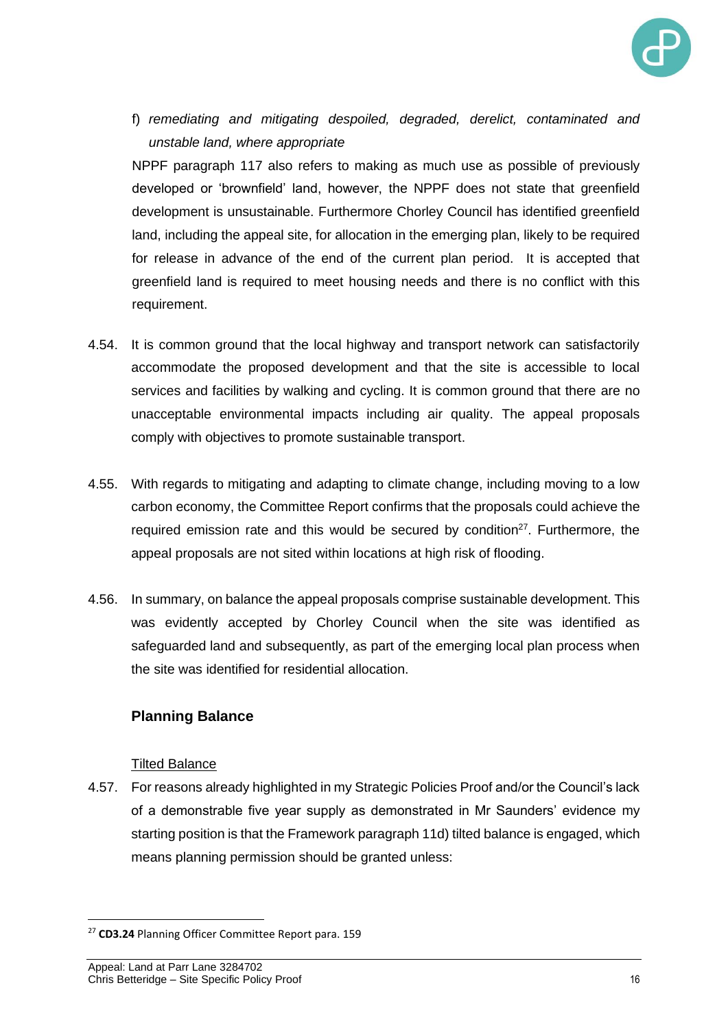f) *remediating and mitigating despoiled, degraded, derelict, contaminated and unstable land, where appropriate*

NPPF paragraph 117 also refers to making as much use as possible of previously developed or 'brownfield' land, however, the NPPF does not state that greenfield development is unsustainable. Furthermore Chorley Council has identified greenfield land, including the appeal site, for allocation in the emerging plan, likely to be required for release in advance of the end of the current plan period. It is accepted that greenfield land is required to meet housing needs and there is no conflict with this requirement.

4.54. It is common ground that the local highway and transport network can satisfactorily accommodate the proposed development and that the site is accessible to local services and facilities by walking and cycling. It is common ground that there are no unacceptable environmental impacts including air quality. The appeal proposals comply with objectives to promote sustainable transport.

4.55. With regards to mitigating and adapting to climate change, including moving to a low carbon economy, the Committee Report confirms that the proposals could achieve the required emission rate and this would be secured by condition[27]. Furthermore, the appeal proposals are not sited within locations at high risk of flooding.

4.56. In summary, on balance the appeal proposals comprise sustainable development. This was evidently accepted by Chorley Council when the site was identified as safeguarded land and subsequently, as part of the emerging local plan process when the site was identified for residential allocation.

### Planning Balance

Tilted Balance

4.57. For reasons already highlighted in my Strategic Policies Proof and/or the Council's lack of a demonstrable five year supply as demonstrated in Mr Saunders' evidence my starting position is that the Framework paragraph 11d) tilted balance is engaged, which means planning permission should be granted unless:

[27] **CD3.24** Planning Officer Committee Report para. 159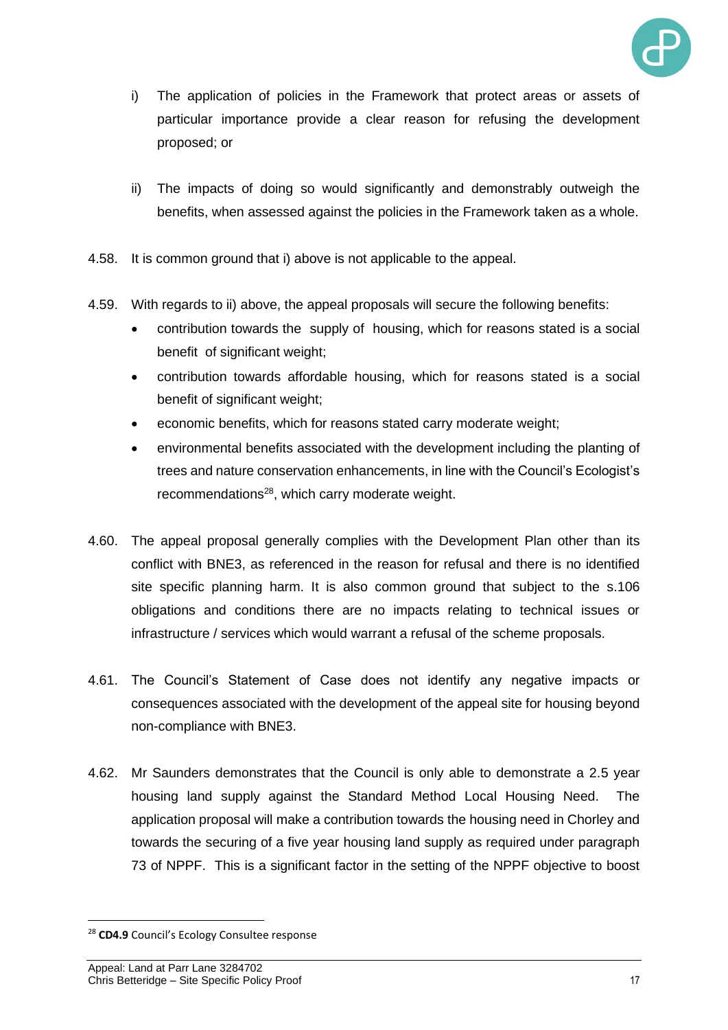i) The application of policies in the Framework that protect areas or assets of particular importance provide a clear reason for refusing the development proposed; or

ii) The impacts of doing so would significantly and demonstrably outweigh the benefits, when assessed against the policies in the Framework taken as a whole.

4.58. It is common ground that i) above is not applicable to the appeal.

4.59. With regards to ii) above, the appeal proposals will secure the following benefits:

- contribution towards the supply of housing, which for reasons stated is a social benefit of significant weight;
- contribution towards affordable housing, which for reasons stated is a social benefit of significant weight;
- economic benefits, which for reasons stated carry moderate weight;
- environmental benefits associated with the development including the planting of trees and nature conservation enhancements, in line with the Council's Ecologist's recommendations[28], which carry moderate weight.

4.60. The appeal proposal generally complies with the Development Plan other than its conflict with BNE3, as referenced in the reason for refusal and there is no identified site specific planning harm. It is also common ground that subject to the s.106 obligations and conditions there are no impacts relating to technical issues or infrastructure / services which would warrant a refusal of the scheme proposals.

4.61. The Council's Statement of Case does not identify any negative impacts or consequences associated with the development of the appeal site for housing beyond non-compliance with BNE3.

4.62. Mr Saunders demonstrates that the Council is only able to demonstrate a 2.5 year housing land supply against the Standard Method Local Housing Need. The application proposal will make a contribution towards the housing need in Chorley and towards the securing of a five year housing land supply as required under paragraph 73 of NPPF. This is a significant factor in the setting of the NPPF objective to boost

[28] **CD4.9** Council's Ecology Consultee response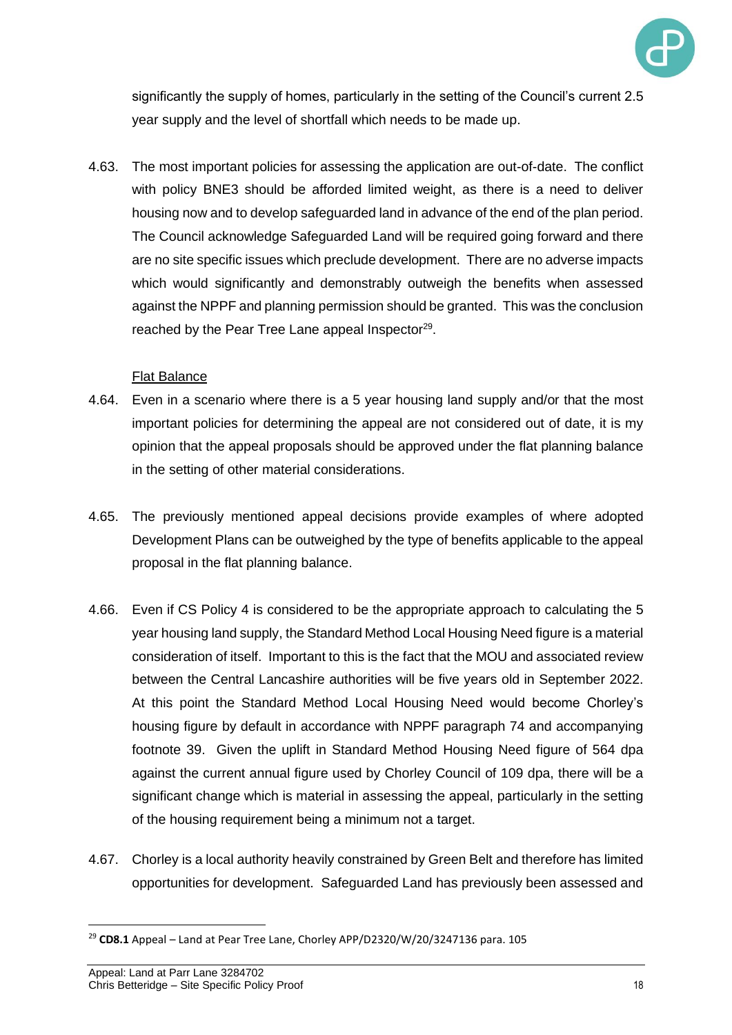significantly the supply of homes, particularly in the setting of the Council's current 2.5 year supply and the level of shortfall which needs to be made up.

4.63. The most important policies for assessing the application are out-of-date. The conflict with policy BNE3 should be afforded limited weight, as there is a need to deliver housing now and to develop safeguarded land in advance of the end of the plan period. The Council acknowledge Safeguarded Land will be required going forward and there are no site specific issues which preclude development. There are no adverse impacts which would significantly and demonstrably outweigh the benefits when assessed against the NPPF and planning permission should be granted. This was the conclusion reached by the Pear Tree Lane appeal Inspector[29].

Flat Balance

4.64. Even in a scenario where there is a 5 year housing land supply and/or that the most important policies for determining the appeal are not considered out of date, it is my opinion that the appeal proposals should be approved under the flat planning balance in the setting of other material considerations.

4.65. The previously mentioned appeal decisions provide examples of where adopted Development Plans can be outweighed by the type of benefits applicable to the appeal proposal in the flat planning balance.

4.66. Even if CS Policy 4 is considered to be the appropriate approach to calculating the 5 year housing land supply, the Standard Method Local Housing Need figure is a material consideration of itself. Important to this is the fact that the MOU and associated review between the Central Lancashire authorities will be five years old in September 2022. At this point the Standard Method Local Housing Need would become Chorley's housing figure by default in accordance with NPPF paragraph 74 and accompanying footnote 39. Given the uplift in Standard Method Housing Need figure of 564 dpa against the current annual figure used by Chorley Council of 109 dpa, there will be a significant change which is material in assessing the appeal, particularly in the setting of the housing requirement being a minimum not a target.

4.67. Chorley is a local authority heavily constrained by Green Belt and therefore has limited opportunities for development. Safeguarded Land has previously been assessed and

[29] **CD8.1** Appeal – Land at Pear Tree Lane, Chorley APP/D2320/W/20/3247136 para. 105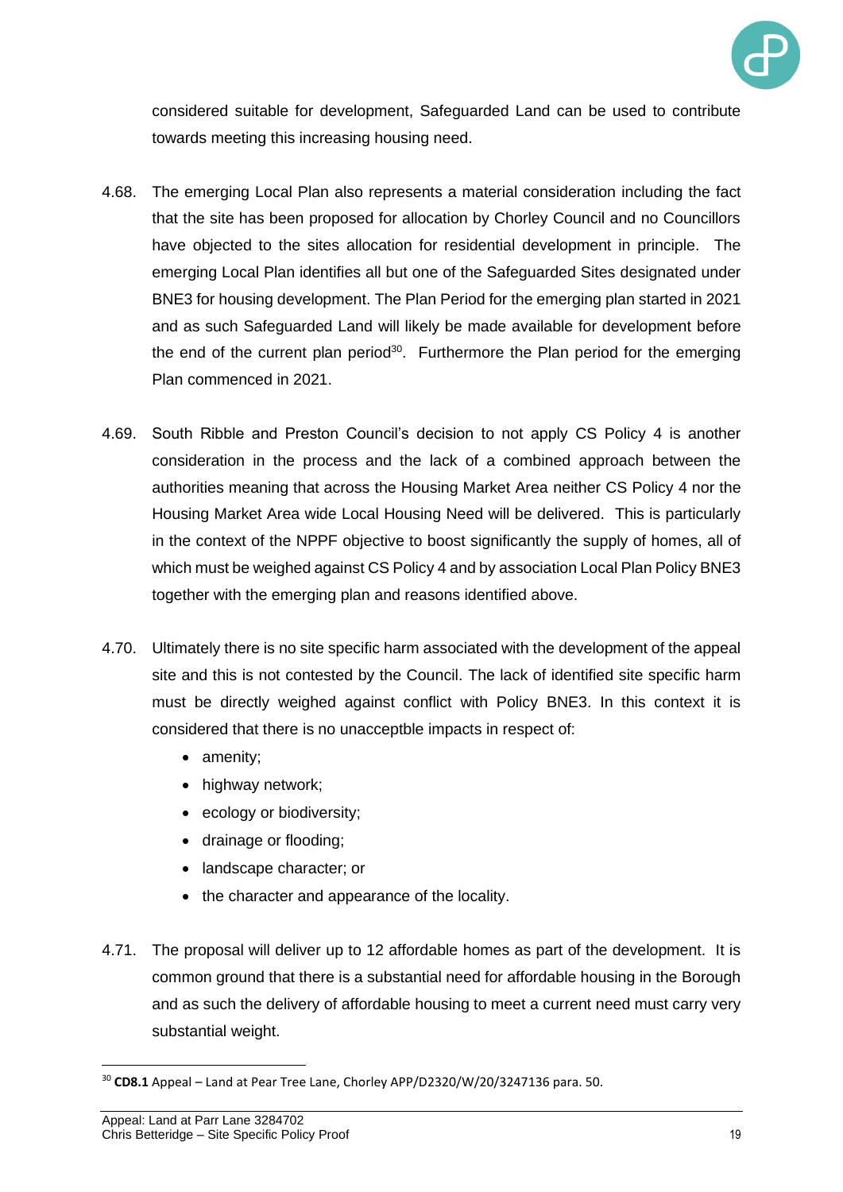considered suitable for development, Safeguarded Land can be used to contribute towards meeting this increasing housing need.

4.68. The emerging Local Plan also represents a material consideration including the fact that the site has been proposed for allocation by Chorley Council and no Councillors have objected to the sites allocation for residential development in principle. The emerging Local Plan identifies all but one of the Safeguarded Sites designated under BNE3 for housing development. The Plan Period for the emerging plan started in 2021 and as such Safeguarded Land will likely be made available for development before the end of the current plan period[30]. Furthermore the Plan period for the emerging Plan commenced in 2021.

4.69. South Ribble and Preston Council's decision to not apply CS Policy 4 is another consideration in the process and the lack of a combined approach between the authorities meaning that across the Housing Market Area neither CS Policy 4 nor the Housing Market Area wide Local Housing Need will be delivered. This is particularly in the context of the NPPF objective to boost significantly the supply of homes, all of which must be weighed against CS Policy 4 and by association Local Plan Policy BNE3 together with the emerging plan and reasons identified above.

4.70. Ultimately there is no site specific harm associated with the development of the appeal site and this is not contested by the Council. The lack of identified site specific harm must be directly weighed against conflict with Policy BNE3. In this context it is considered that there is no unacceptble impacts in respect of:

- amenity;
- highway network;
- ecology or biodiversity;
- drainage or flooding;
- landscape character; or
- the character and appearance of the locality.

4.71. The proposal will deliver up to 12 affordable homes as part of the development. It is common ground that there is a substantial need for affordable housing in the Borough and as such the delivery of affordable housing to meet a current need must carry very substantial weight.

[30] **CD8.1** Appeal – Land at Pear Tree Lane, Chorley APP/D2320/W/20/3247136 para. 50.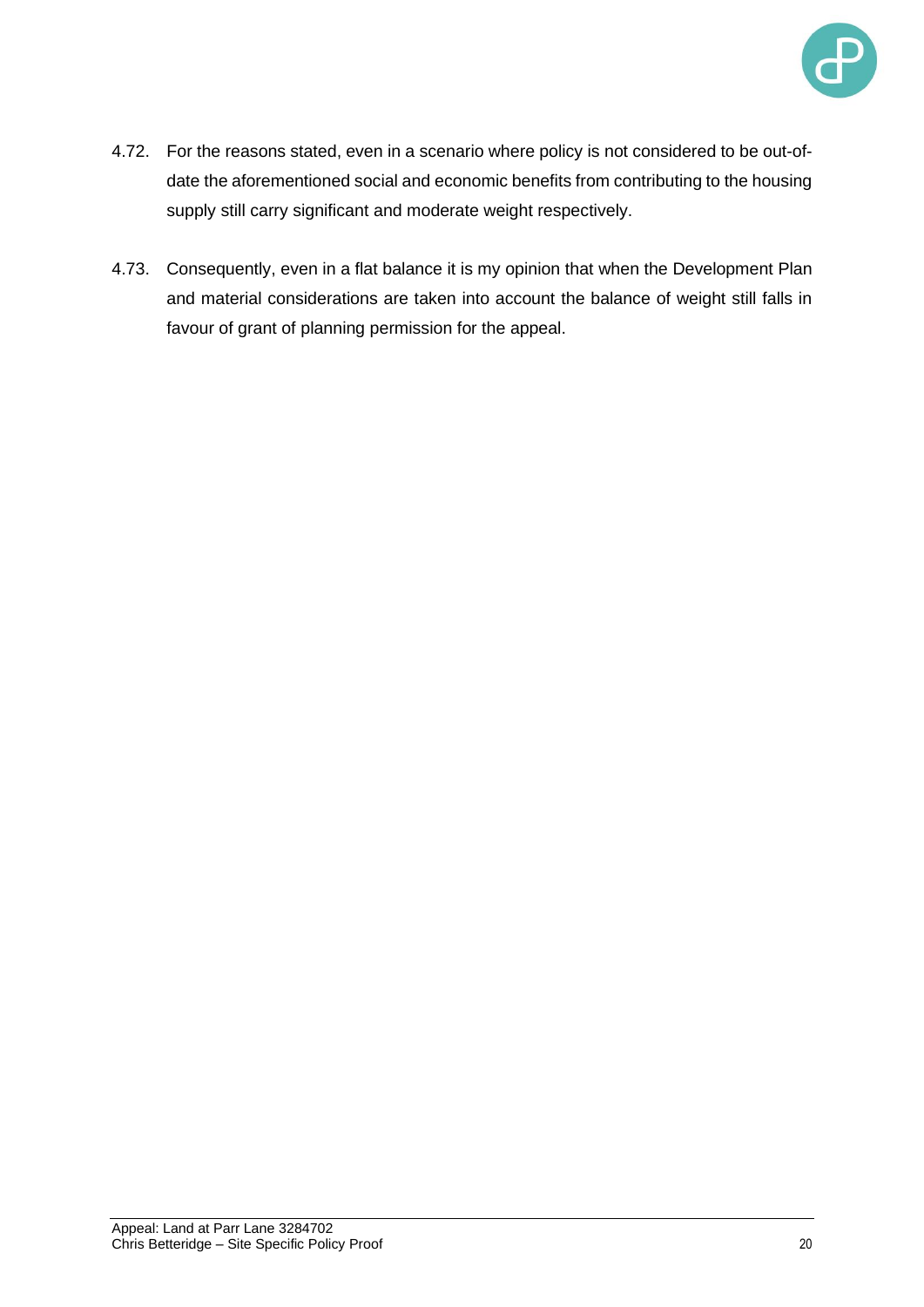4.72. For the reasons stated, even in a scenario where policy is not considered to be out-of-date the aforementioned social and economic benefits from contributing to the housing supply still carry significant and moderate weight respectively.

4.73. Consequently, even in a flat balance it is my opinion that when the Development Plan and material considerations are taken into account the balance of weight still falls in favour of grant of planning permission for the appeal.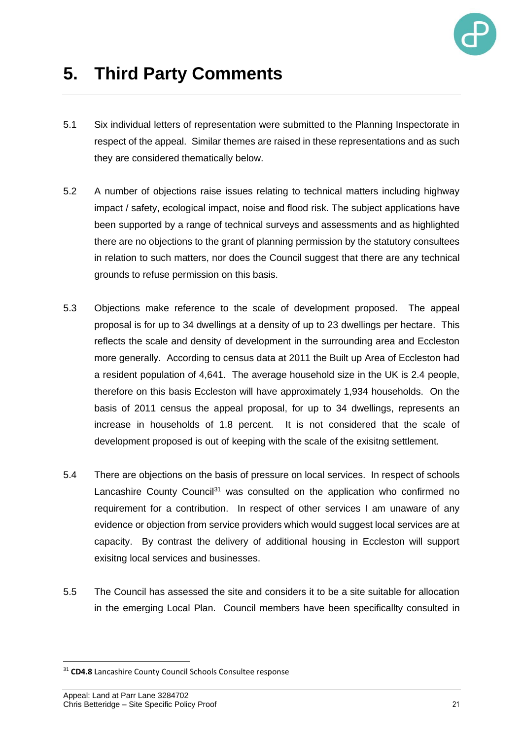# 5. Third Party Comments

5.1 Six individual letters of representation were submitted to the Planning Inspectorate in respect of the appeal. Similar themes are raised in these representations and as such they are considered thematically below.

5.2 A number of objections raise issues relating to technical matters including highway impact / safety, ecological impact, noise and flood risk. The subject applications have been supported by a range of technical surveys and assessments and as highlighted there are no objections to the grant of planning permission by the statutory consultees in relation to such matters, nor does the Council suggest that there are any technical grounds to refuse permission on this basis.

5.3 Objections make reference to the scale of development proposed. The appeal proposal is for up to 34 dwellings at a density of up to 23 dwellings per hectare. This reflects the scale and density of development in the surrounding area and Eccleston more generally. According to census data at 2011 the Built up Area of Eccleston had a resident population of 4,641. The average household size in the UK is 2.4 people, therefore on this basis Eccleston will have approximately 1,934 households. On the basis of 2011 census the appeal proposal, for up to 34 dwellings, represents an increase in households of 1.8 percent. It is not considered that the scale of development proposed is out of keeping with the scale of the exisitng settlement.

5.4 There are objections on the basis of pressure on local services. In respect of schools Lancashire County Council[31] was consulted on the application who confirmed no requirement for a contribution. In respect of other services I am unaware of any evidence or objection from service providers which would suggest local services are at capacity. By contrast the delivery of additional housing in Eccleston will support exisitng local services and businesses.

5.5 The Council has assessed the site and considers it to be a site suitable for allocation in the emerging Local Plan. Council members have been specificallty consulted in

[31] **CD4.8** Lancashire County Council Schools Consultee response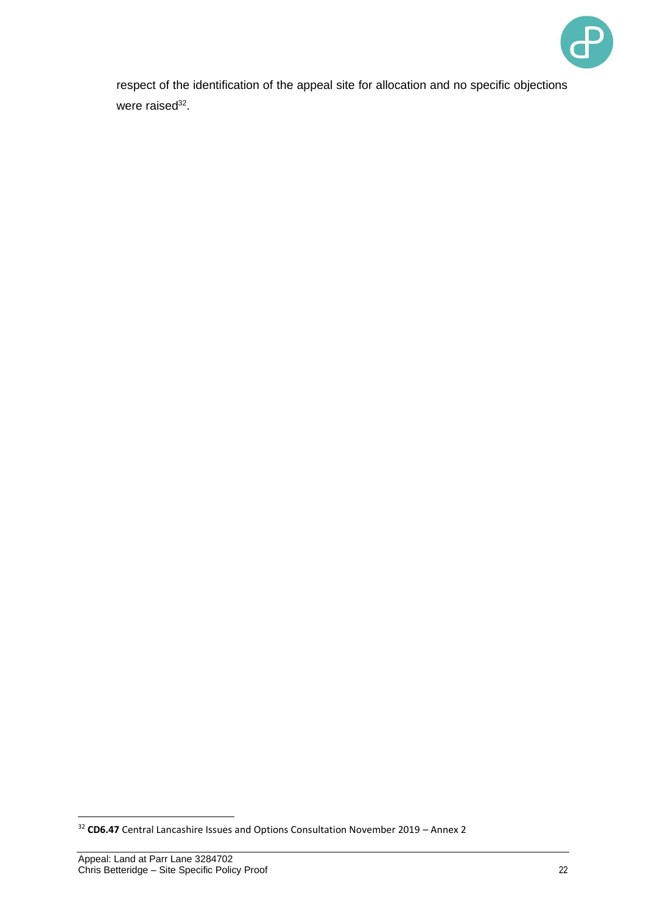respect of the identification of the appeal site for allocation and no specific objections were raised[32].

[32] **CD6.47** Central Lancashire Issues and Options Consultation November 2019 – Annex 2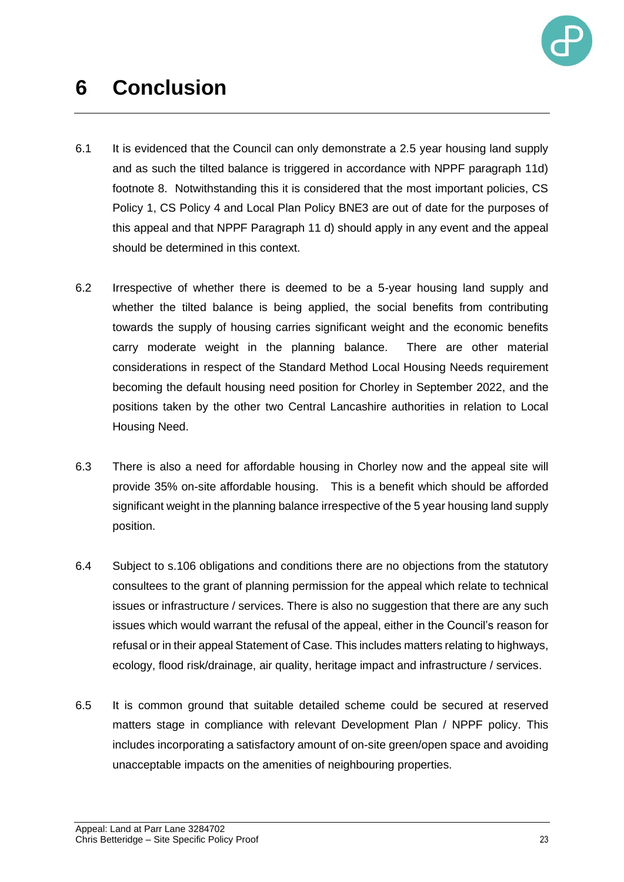# 6 Conclusion

6.1 It is evidenced that the Council can only demonstrate a 2.5 year housing land supply and as such the tilted balance is triggered in accordance with NPPF paragraph 11d) footnote 8. Notwithstanding this it is considered that the most important policies, CS Policy 1, CS Policy 4 and Local Plan Policy BNE3 are out of date for the purposes of this appeal and that NPPF Paragraph 11 d) should apply in any event and the appeal should be determined in this context.

6.2 Irrespective of whether there is deemed to be a 5-year housing land supply and whether the tilted balance is being applied, the social benefits from contributing towards the supply of housing carries significant weight and the economic benefits carry moderate weight in the planning balance. There are other material considerations in respect of the Standard Method Local Housing Needs requirement becoming the default housing need position for Chorley in September 2022, and the positions taken by the other two Central Lancashire authorities in relation to Local Housing Need.

6.3 There is also a need for affordable housing in Chorley now and the appeal site will provide 35% on-site affordable housing. This is a benefit which should be afforded significant weight in the planning balance irrespective of the 5 year housing land supply position.

6.4 Subject to s.106 obligations and conditions there are no objections from the statutory consultees to the grant of planning permission for the appeal which relate to technical issues or infrastructure / services. There is also no suggestion that there are any such issues which would warrant the refusal of the appeal, either in the Council's reason for refusal or in their appeal Statement of Case. This includes matters relating to highways, ecology, flood risk/drainage, air quality, heritage impact and infrastructure / services.

6.5 It is common ground that suitable detailed scheme could be secured at reserved matters stage in compliance with relevant Development Plan / NPPF policy. This includes incorporating a satisfactory amount of on-site green/open space and avoiding unacceptable impacts on the amenities of neighbouring properties.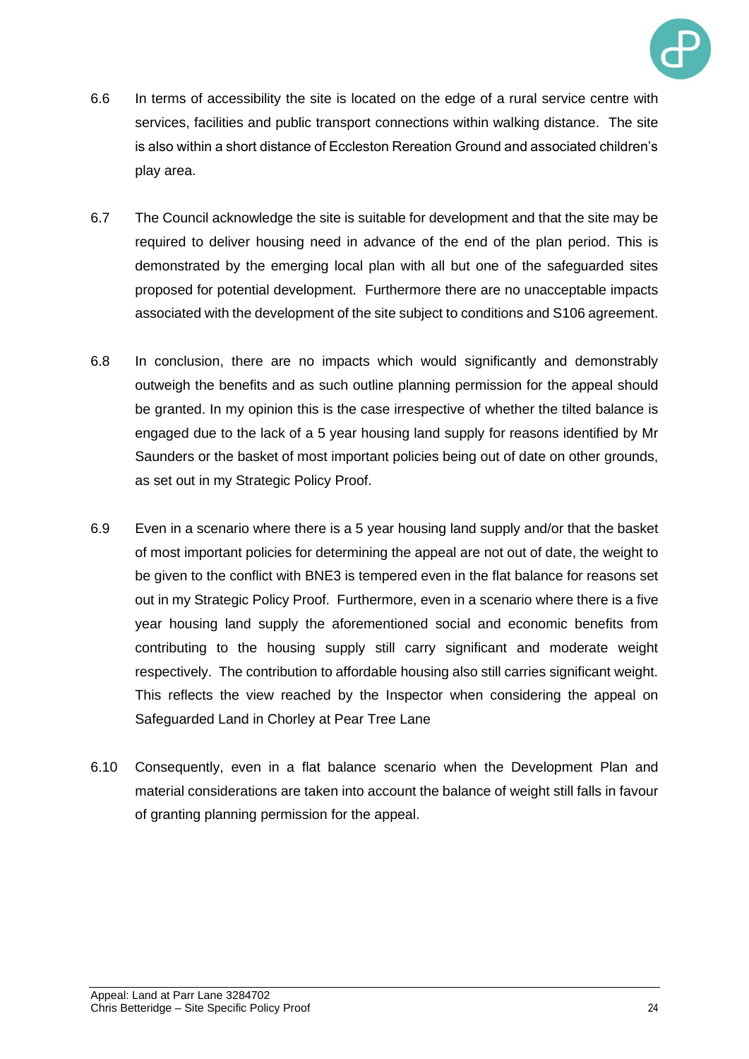6.6 In terms of accessibility the site is located on the edge of a rural service centre with services, facilities and public transport connections within walking distance. The site is also within a short distance of Eccleston Rereation Ground and associated children's play area.

6.7 The Council acknowledge the site is suitable for development and that the site may be required to deliver housing need in advance of the end of the plan period. This is demonstrated by the emerging local plan with all but one of the safeguarded sites proposed for potential development. Furthermore there are no unacceptable impacts associated with the development of the site subject to conditions and S106 agreement.

6.8 In conclusion, there are no impacts which would significantly and demonstrably outweigh the benefits and as such outline planning permission for the appeal should be granted. In my opinion this is the case irrespective of whether the tilted balance is engaged due to the lack of a 5 year housing land supply for reasons identified by Mr Saunders or the basket of most important policies being out of date on other grounds, as set out in my Strategic Policy Proof.

6.9 Even in a scenario where there is a 5 year housing land supply and/or that the basket of most important policies for determining the appeal are not out of date, the weight to be given to the conflict with BNE3 is tempered even in the flat balance for reasons set out in my Strategic Policy Proof. Furthermore, even in a scenario where there is a five year housing land supply the aforementioned social and economic benefits from contributing to the housing supply still carry significant and moderate weight respectively. The contribution to affordable housing also still carries significant weight. This reflects the view reached by the Inspector when considering the appeal on Safeguarded Land in Chorley at Pear Tree Lane

6.10 Consequently, even in a flat balance scenario when the Development Plan and material considerations are taken into account the balance of weight still falls in favour of granting planning permission for the appeal.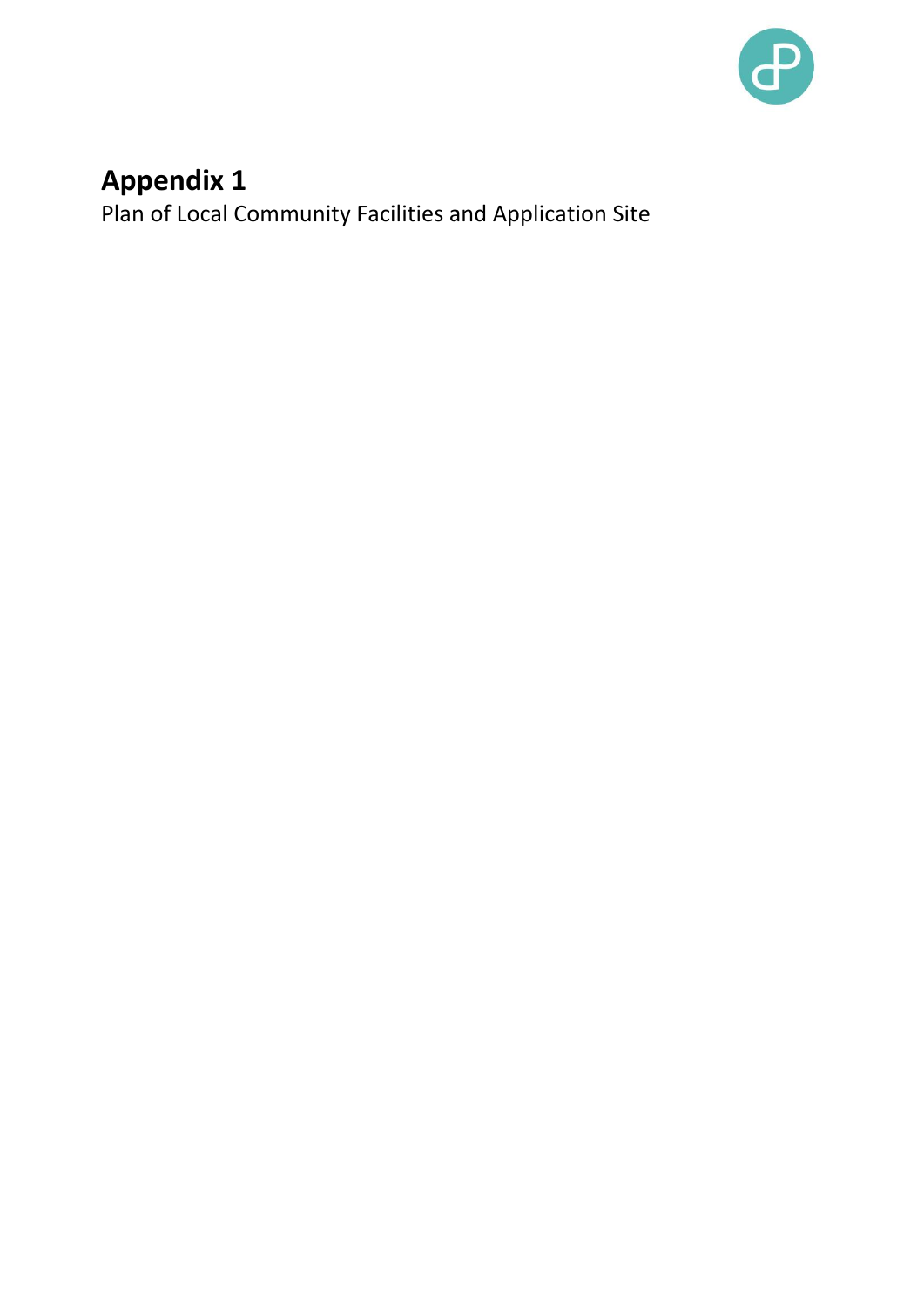# Appendix 1

Plan of Local Community Facilities and Application Site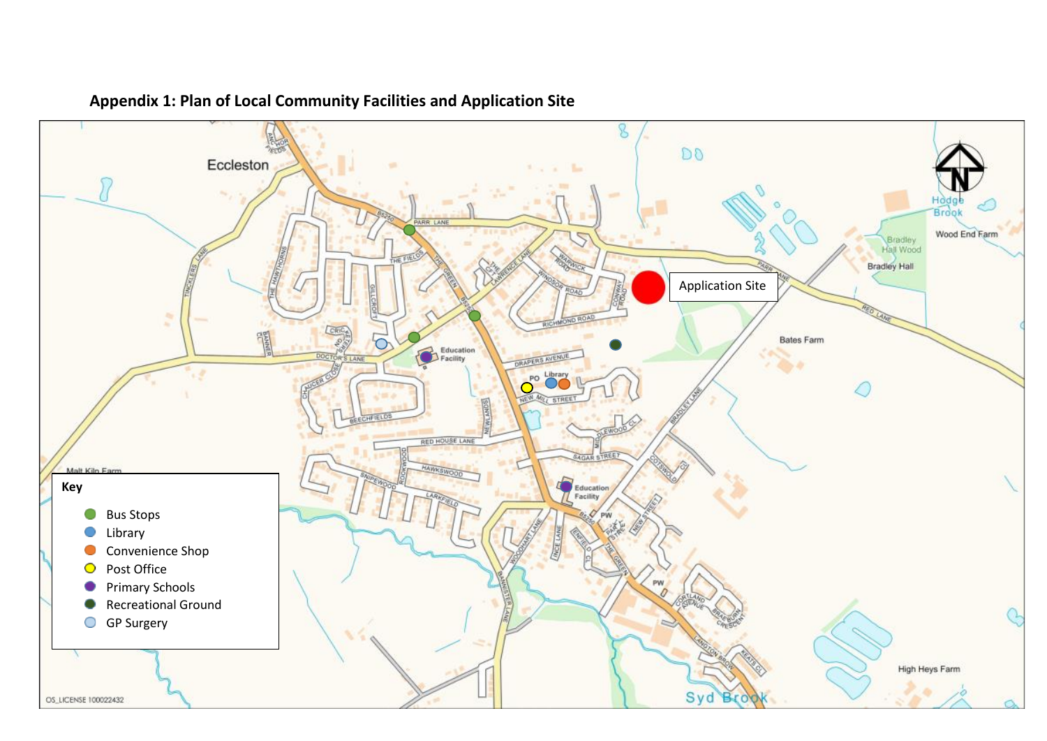**Appendix 1: Plan of Local Community Facilities and Application Site**

Application Site

Key

- Bus Stops
- Library
- Convenience Shop
- Post Office
- Primary Schools
- Recreational Ground
- GP Surgery

OS_LICENSE 100022432